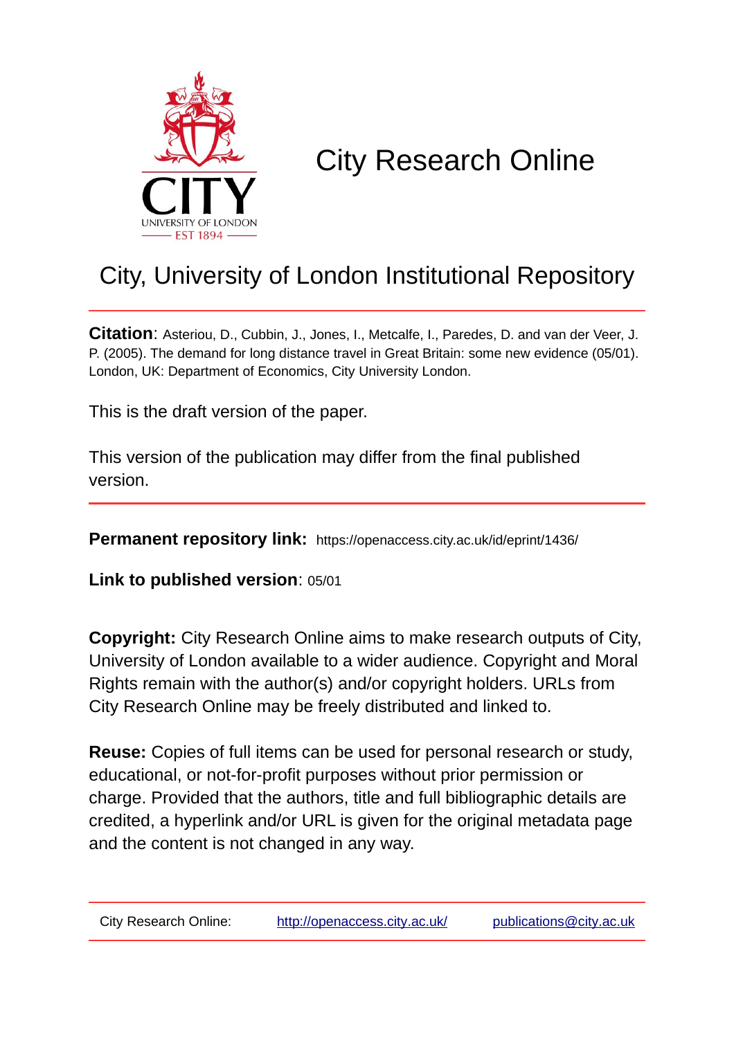# City Research Online

## City, University of London Institutional Repository

**Citation**: Asteriou, D., Cubbin, J., Jones, I., Metcalfe, I., Paredes, D. and van der Veer, J. P. (2005). The demand for long distance travel in Great Britain: some new evidence (05/01). London, UK: Department of Economics, City University London.

This is the draft version of the paper.

This version of the publication may differ from the final published version.

**Permanent repository link:** https://openaccess.city.ac.uk/id/eprint/1436/

**Link to published version**: 05/01

**Copyright:** City Research Online aims to make research outputs of City, University of London available to a wider audience. Copyright and Moral Rights remain with the author(s) and/or copyright holders. URLs from City Research Online may be freely distributed and linked to.

**Reuse:** Copies of full items can be used for personal research or study, educational, or not-for-profit purposes without prior permission or charge. Provided that the authors, title and full bibliographic details are credited, a hyperlink and/or URL is given for the original metadata page and the content is not changed in any way.

City Research Online: http://openaccess.city.ac.uk/ publications@city.ac.uk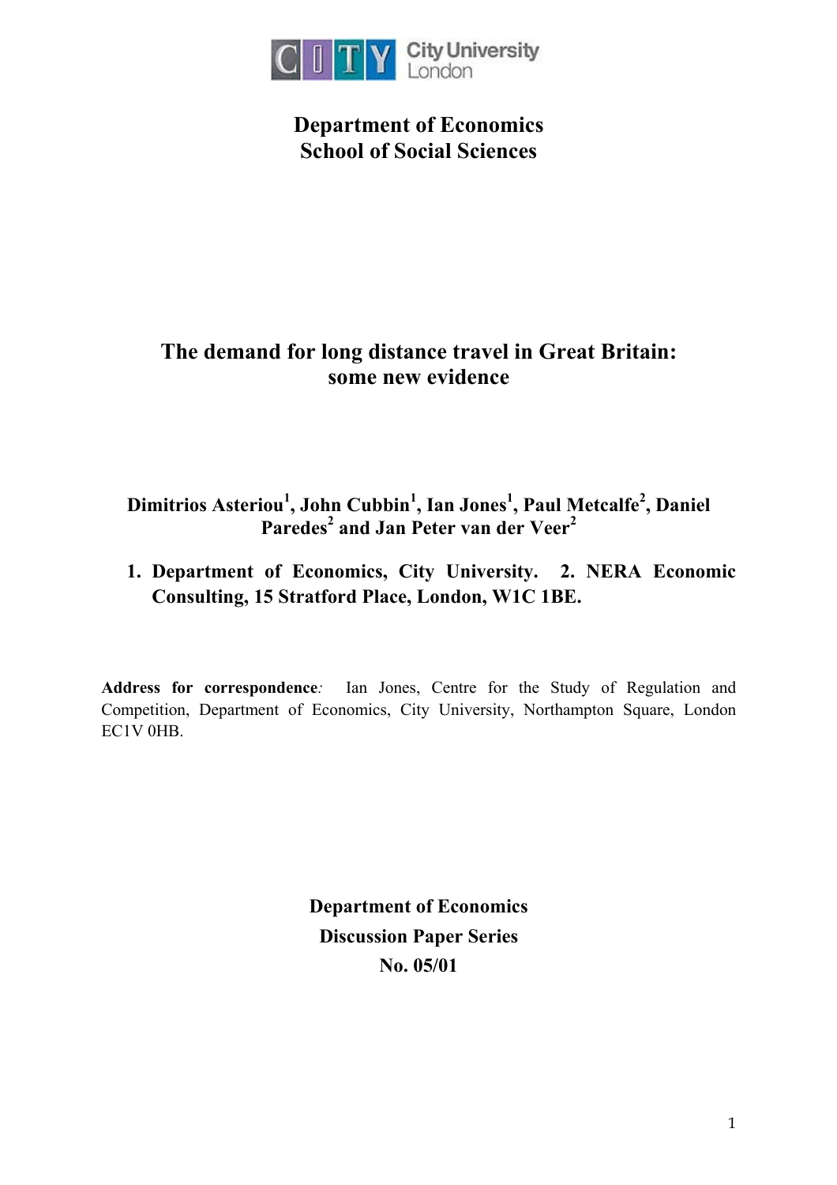# Department of Economics
# School of Social Sciences

## The demand for long distance travel in Great Britain: some new evidence

**Dimitrios Asteriou[1], John Cubbin[1], Ian Jones[1], Paul Metcalfe[2], Daniel Paredes[2] and Jan Peter van der Veer[2]**

**1. Department of Economics, City University. 2. NERA Economic Consulting, 15 Stratford Place, London, W1C 1BE.**

**Address for correspondence***:* Ian Jones, Centre for the Study of Regulation and Competition, Department of Economics, City University, Northampton Square, London EC1V 0HB.

**Department of Economics**
**Discussion Paper Series**
**No. 05/01**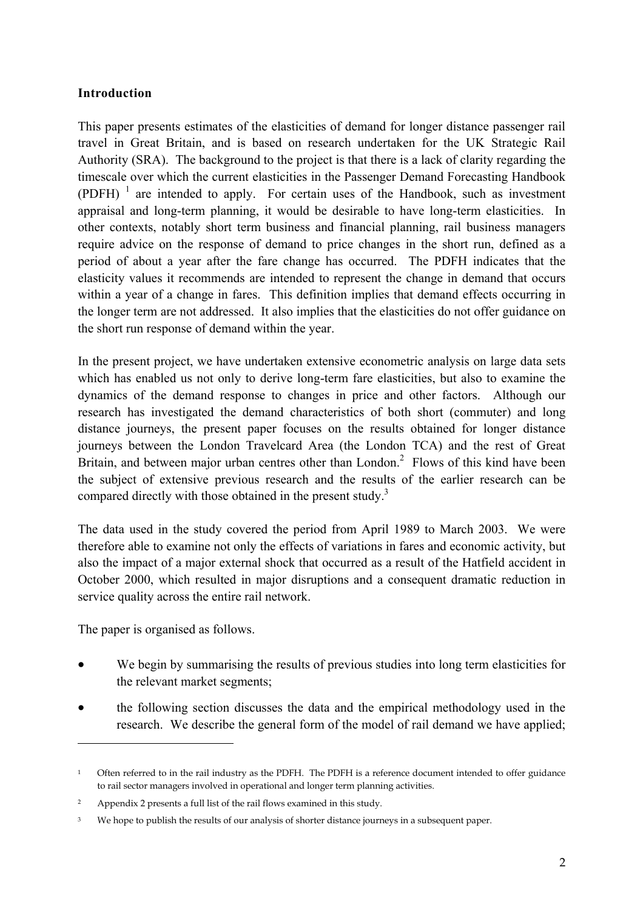## Introduction

This paper presents estimates of the elasticities of demand for longer distance passenger rail travel in Great Britain, and is based on research undertaken for the UK Strategic Rail Authority (SRA). The background to the project is that there is a lack of clarity regarding the timescale over which the current elasticities in the Passenger Demand Forecasting Handbook (PDFH) [1] are intended to apply. For certain uses of the Handbook, such as investment appraisal and long-term planning, it would be desirable to have long-term elasticities. In other contexts, notably short term business and financial planning, rail business managers require advice on the response of demand to price changes in the short run, defined as a period of about a year after the fare change has occurred. The PDFH indicates that the elasticity values it recommends are intended to represent the change in demand that occurs within a year of a change in fares. This definition implies that demand effects occurring in the longer term are not addressed. It also implies that the elasticities do not offer guidance on the short run response of demand within the year.

In the present project, we have undertaken extensive econometric analysis on large data sets which has enabled us not only to derive long-term fare elasticities, but also to examine the dynamics of the demand response to changes in price and other factors. Although our research has investigated the demand characteristics of both short (commuter) and long distance journeys, the present paper focuses on the results obtained for longer distance journeys between the London Travelcard Area (the London TCA) and the rest of Great Britain, and between major urban centres other than London.[2] Flows of this kind have been the subject of extensive previous research and the results of the earlier research can be compared directly with those obtained in the present study.[3]

The data used in the study covered the period from April 1989 to March 2003. We were therefore able to examine not only the effects of variations in fares and economic activity, but also the impact of a major external shock that occurred as a result of the Hatfield accident in October 2000, which resulted in major disruptions and a consequent dramatic reduction in service quality across the entire rail network.

The paper is organised as follows.

- We begin by summarising the results of previous studies into long term elasticities for the relevant market segments;
- the following section discusses the data and the empirical methodology used in the research. We describe the general form of the model of rail demand we have applied;

---

[1] Often referred to in the rail industry as the PDFH. The PDFH is a reference document intended to offer guidance to rail sector managers involved in operational and longer term planning activities.

[2] Appendix 2 presents a full list of the rail flows examined in this study.

[3] We hope to publish the results of our analysis of shorter distance journeys in a subsequent paper.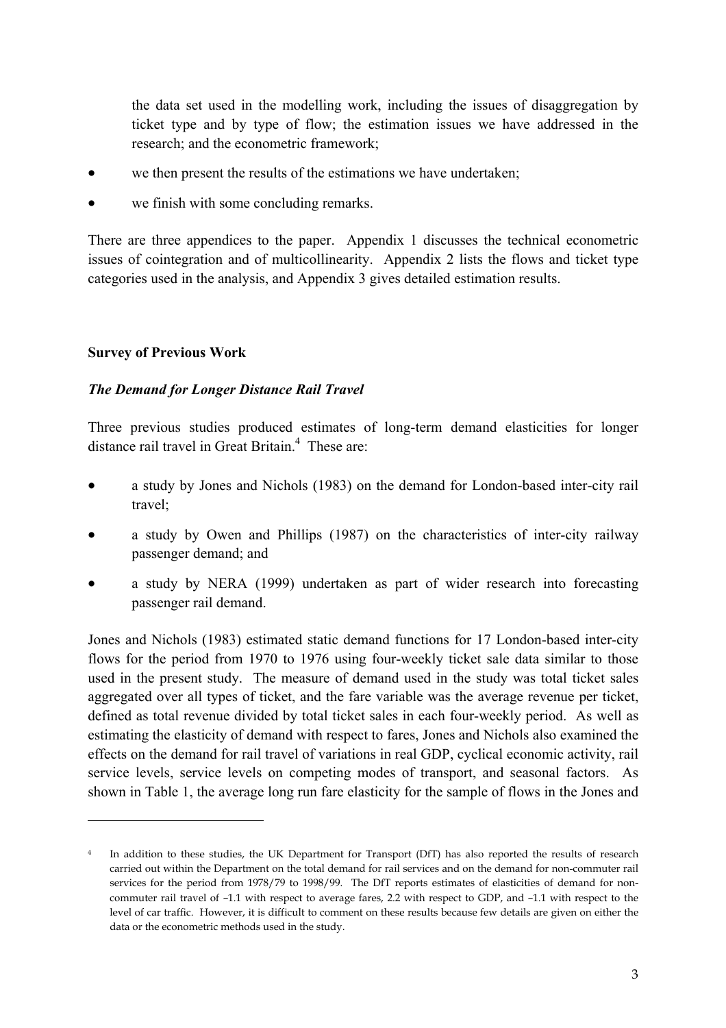the data set used in the modelling work, including the issues of disaggregation by ticket type and by type of flow; the estimation issues we have addressed in the research; and the econometric framework;

- we then present the results of the estimations we have undertaken;
- we finish with some concluding remarks.

There are three appendices to the paper. Appendix 1 discusses the technical econometric issues of cointegration and of multicollinearity. Appendix 2 lists the flows and ticket type categories used in the analysis, and Appendix 3 gives detailed estimation results.

## Survey of Previous Work

### *The Demand for Longer Distance Rail Travel*

Three previous studies produced estimates of long-term demand elasticities for longer distance rail travel in Great Britain.[4] These are:

- a study by Jones and Nichols (1983) on the demand for London-based inter-city rail travel;
- a study by Owen and Phillips (1987) on the characteristics of inter-city railway passenger demand; and
- a study by NERA (1999) undertaken as part of wider research into forecasting passenger rail demand.

Jones and Nichols (1983) estimated static demand functions for 17 London-based inter-city flows for the period from 1970 to 1976 using four-weekly ticket sale data similar to those used in the present study. The measure of demand used in the study was total ticket sales aggregated over all types of ticket, and the fare variable was the average revenue per ticket, defined as total revenue divided by total ticket sales in each four-weekly period. As well as estimating the elasticity of demand with respect to fares, Jones and Nichols also examined the effects on the demand for rail travel of variations in real GDP, cyclical economic activity, rail service levels, service levels on competing modes of transport, and seasonal factors. As shown in Table 1, the average long run fare elasticity for the sample of flows in the Jones and

---

[4] In addition to these studies, the UK Department for Transport (DfT) has also reported the results of research carried out within the Department on the total demand for rail services and on the demand for non-commuter rail services for the period from 1978/79 to 1998/99. The DfT reports estimates of elasticities of demand for non-commuter rail travel of –1.1 with respect to average fares, 2.2 with respect to GDP, and –1.1 with respect to the level of car traffic. However, it is difficult to comment on these results because few details are given on either the data or the econometric methods used in the study.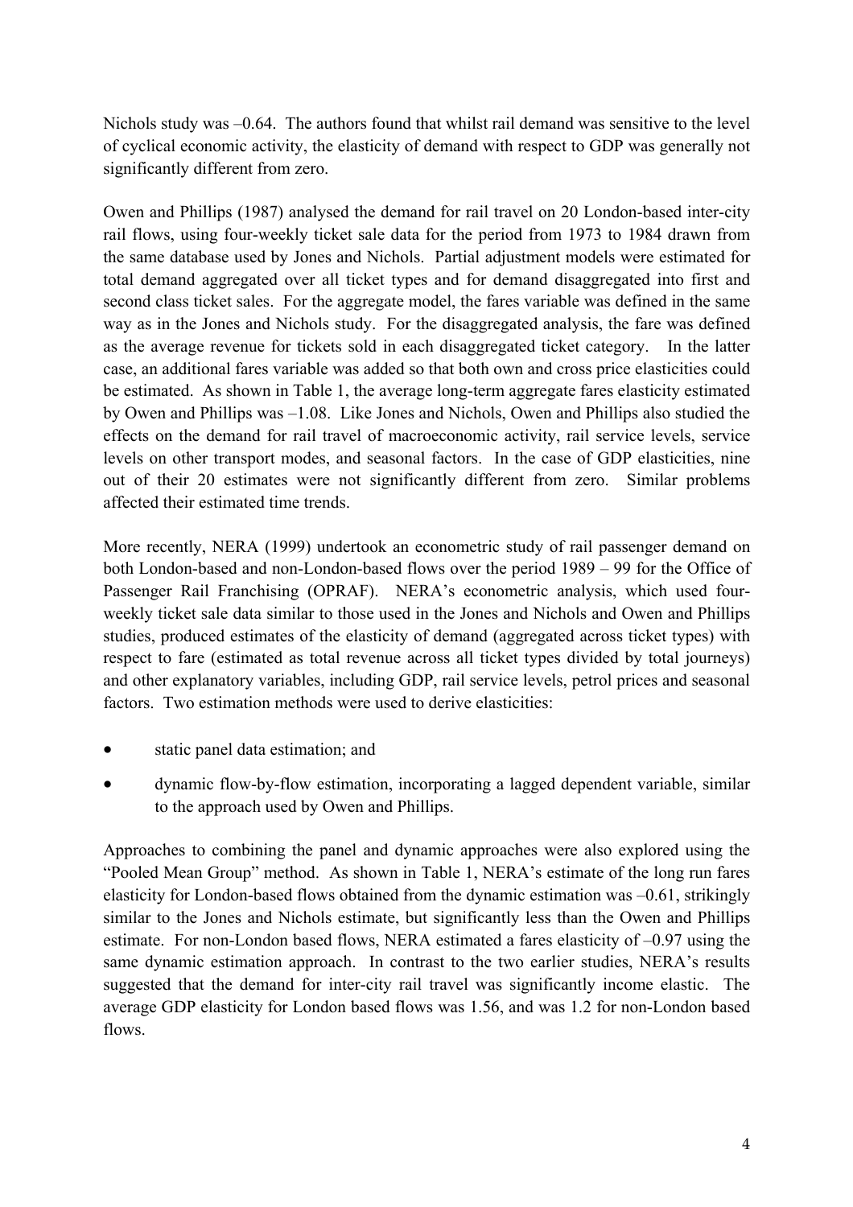Nichols study was –0.64. The authors found that whilst rail demand was sensitive to the level of cyclical economic activity, the elasticity of demand with respect to GDP was generally not significantly different from zero.

Owen and Phillips (1987) analysed the demand for rail travel on 20 London-based inter-city rail flows, using four-weekly ticket sale data for the period from 1973 to 1984 drawn from the same database used by Jones and Nichols. Partial adjustment models were estimated for total demand aggregated over all ticket types and for demand disaggregated into first and second class ticket sales. For the aggregate model, the fares variable was defined in the same way as in the Jones and Nichols study. For the disaggregated analysis, the fare was defined as the average revenue for tickets sold in each disaggregated ticket category. In the latter case, an additional fares variable was added so that both own and cross price elasticities could be estimated. As shown in Table 1, the average long-term aggregate fares elasticity estimated by Owen and Phillips was –1.08. Like Jones and Nichols, Owen and Phillips also studied the effects on the demand for rail travel of macroeconomic activity, rail service levels, service levels on other transport modes, and seasonal factors. In the case of GDP elasticities, nine out of their 20 estimates were not significantly different from zero. Similar problems affected their estimated time trends.

More recently, NERA (1999) undertook an econometric study of rail passenger demand on both London-based and non-London-based flows over the period 1989 – 99 for the Office of Passenger Rail Franchising (OPRAF). NERA's econometric analysis, which used four-weekly ticket sale data similar to those used in the Jones and Nichols and Owen and Phillips studies, produced estimates of the elasticity of demand (aggregated across ticket types) with respect to fare (estimated as total revenue across all ticket types divided by total journeys) and other explanatory variables, including GDP, rail service levels, petrol prices and seasonal factors. Two estimation methods were used to derive elasticities:

- static panel data estimation; and
- dynamic flow-by-flow estimation, incorporating a lagged dependent variable, similar to the approach used by Owen and Phillips.

Approaches to combining the panel and dynamic approaches were also explored using the "Pooled Mean Group" method. As shown in Table 1, NERA's estimate of the long run fares elasticity for London-based flows obtained from the dynamic estimation was –0.61, strikingly similar to the Jones and Nichols estimate, but significantly less than the Owen and Phillips estimate. For non-London based flows, NERA estimated a fares elasticity of –0.97 using the same dynamic estimation approach. In contrast to the two earlier studies, NERA's results suggested that the demand for inter-city rail travel was significantly income elastic. The average GDP elasticity for London based flows was 1.56, and was 1.2 for non-London based flows.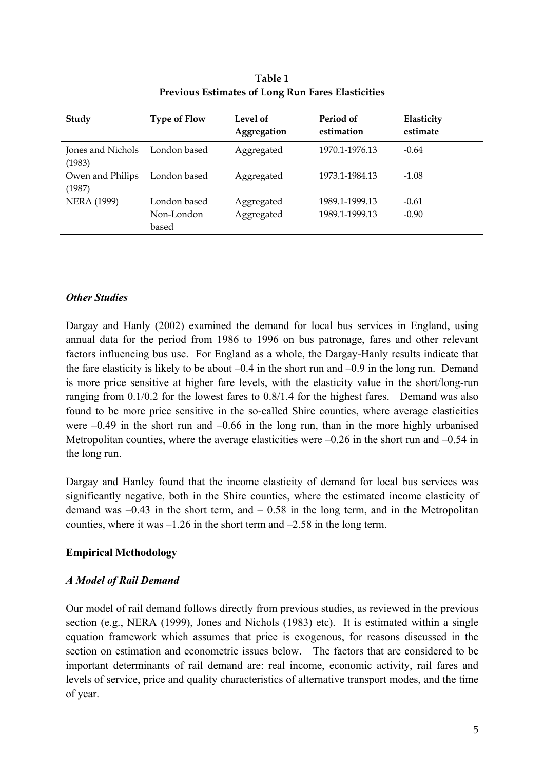**Table 1**
**Previous Estimates of Long Run Fares Elasticities**

| Study | Type of Flow | Level of Aggregation | Period of estimation | Elasticity estimate |
|---|---|---|---|---|
| Jones and Nichols (1983) | London based | Aggregated | 1970.1-1976.13 | -0.64 |
| Owen and Philips (1987) | London based | Aggregated | 1973.1-1984.13 | -1.08 |
| NERA (1999) | London based | Aggregated | 1989.1-1999.13 | -0.61 |
| | Non-London based | Aggregated | 1989.1-1999.13 | -0.90 |

### *Other Studies*

Dargay and Hanly (2002) examined the demand for local bus services in England, using annual data for the period from 1986 to 1996 on bus patronage, fares and other relevant factors influencing bus use. For England as a whole, the Dargay-Hanly results indicate that the fare elasticity is likely to be about –0.4 in the short run and –0.9 in the long run. Demand is more price sensitive at higher fare levels, with the elasticity value in the short/long-run ranging from 0.1/0.2 for the lowest fares to 0.8/1.4 for the highest fares. Demand was also found to be more price sensitive in the so-called Shire counties, where average elasticities were –0.49 in the short run and –0.66 in the long run, than in the more highly urbanised Metropolitan counties, where the average elasticities were –0.26 in the short run and –0.54 in the long run.

Dargay and Hanley found that the income elasticity of demand for local bus services was significantly negative, both in the Shire counties, where the estimated income elasticity of demand was –0.43 in the short term, and – 0.58 in the long term, and in the Metropolitan counties, where it was –1.26 in the short term and –2.58 in the long term.

## Empirical Methodology

### *A Model of Rail Demand*

Our model of rail demand follows directly from previous studies, as reviewed in the previous section (e.g., NERA (1999), Jones and Nichols (1983) etc). It is estimated within a single equation framework which assumes that price is exogenous, for reasons discussed in the section on estimation and econometric issues below. The factors that are considered to be important determinants of rail demand are: real income, economic activity, rail fares and levels of service, price and quality characteristics of alternative transport modes, and the time of year.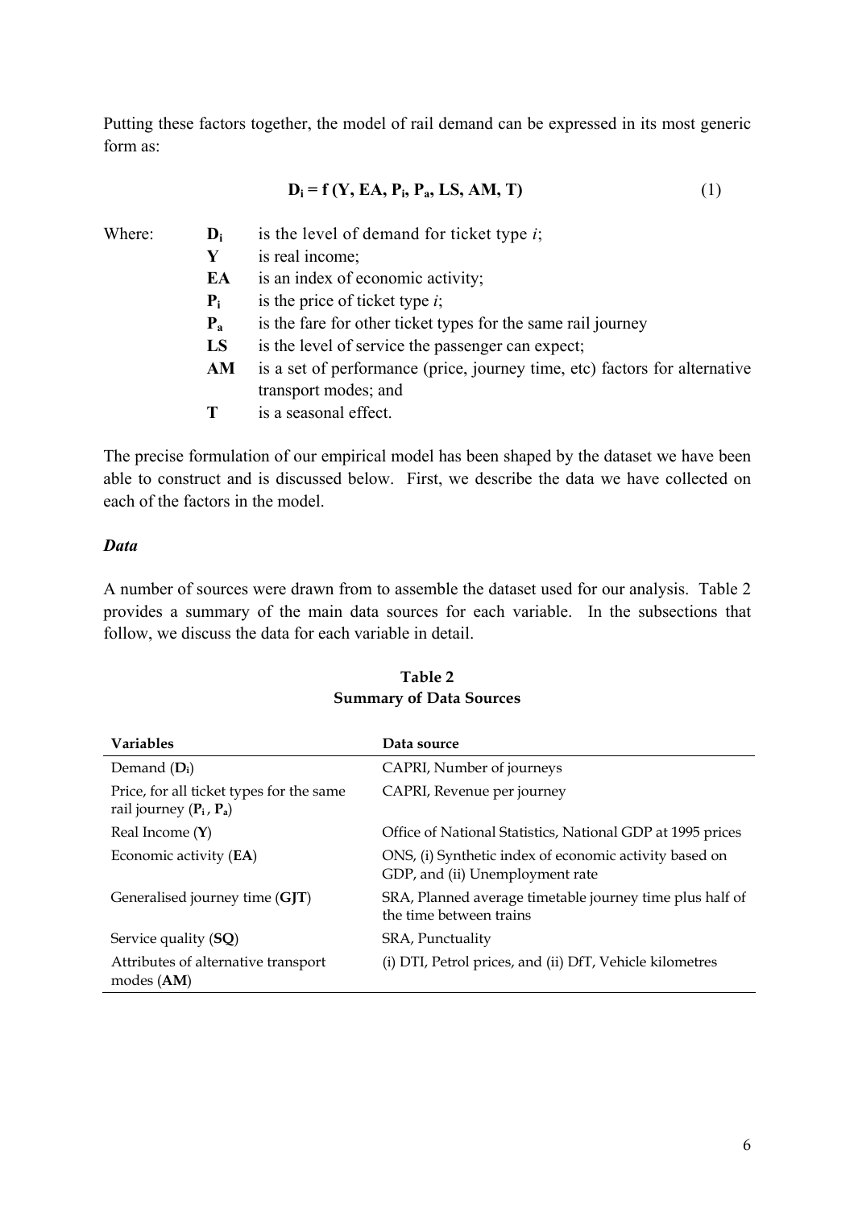Putting these factors together, the model of rail demand can be expressed in its most generic form as:

$$\mathbf{D_i = f\,(Y, EA, P_i, P_a, LS, AM, T)} \qquad (1)$$

Where:

- $\mathbf{D_i}$ is the level of demand for ticket type $i$;
- $\mathbf{Y}$ is real income;
- $\mathbf{EA}$ is an index of economic activity;
- $\mathbf{P_i}$ is the price of ticket type $i$;
- $\mathbf{P_a}$ is the fare for other ticket types for the same rail journey
- $\mathbf{LS}$ is the level of service the passenger can expect;
- $\mathbf{AM}$ is a set of performance (price, journey time, etc) factors for alternative transport modes; and
- $\mathbf{T}$ is a seasonal effect.

The precise formulation of our empirical model has been shaped by the dataset we have been able to construct and is discussed below. First, we describe the data we have collected on each of the factors in the model.

### *Data*

A number of sources were drawn from to assemble the dataset used for our analysis. Table 2 provides a summary of the main data sources for each variable. In the subsections that follow, we discuss the data for each variable in detail.

**Table 2**
**Summary of Data Sources**

| Variables | Data source |
|---|---|
| Demand ($\mathbf{D_i}$) | CAPRI, Number of journeys |
| Price, for all ticket types for the same rail journey ($\mathbf{P_i}$, $\mathbf{P_a}$) | CAPRI, Revenue per journey |
| Real Income (**Y**) | Office of National Statistics, National GDP at 1995 prices |
| Economic activity (**EA**) | ONS, (i) Synthetic index of economic activity based on GDP, and (ii) Unemployment rate |
| Generalised journey time (**GJT**) | SRA, Planned average timetable journey time plus half of the time between trains |
| Service quality (**SQ**) | SRA, Punctuality |
| Attributes of alternative transport modes (**AM**) | (i) DTI, Petrol prices, and (ii) DfT, Vehicle kilometres |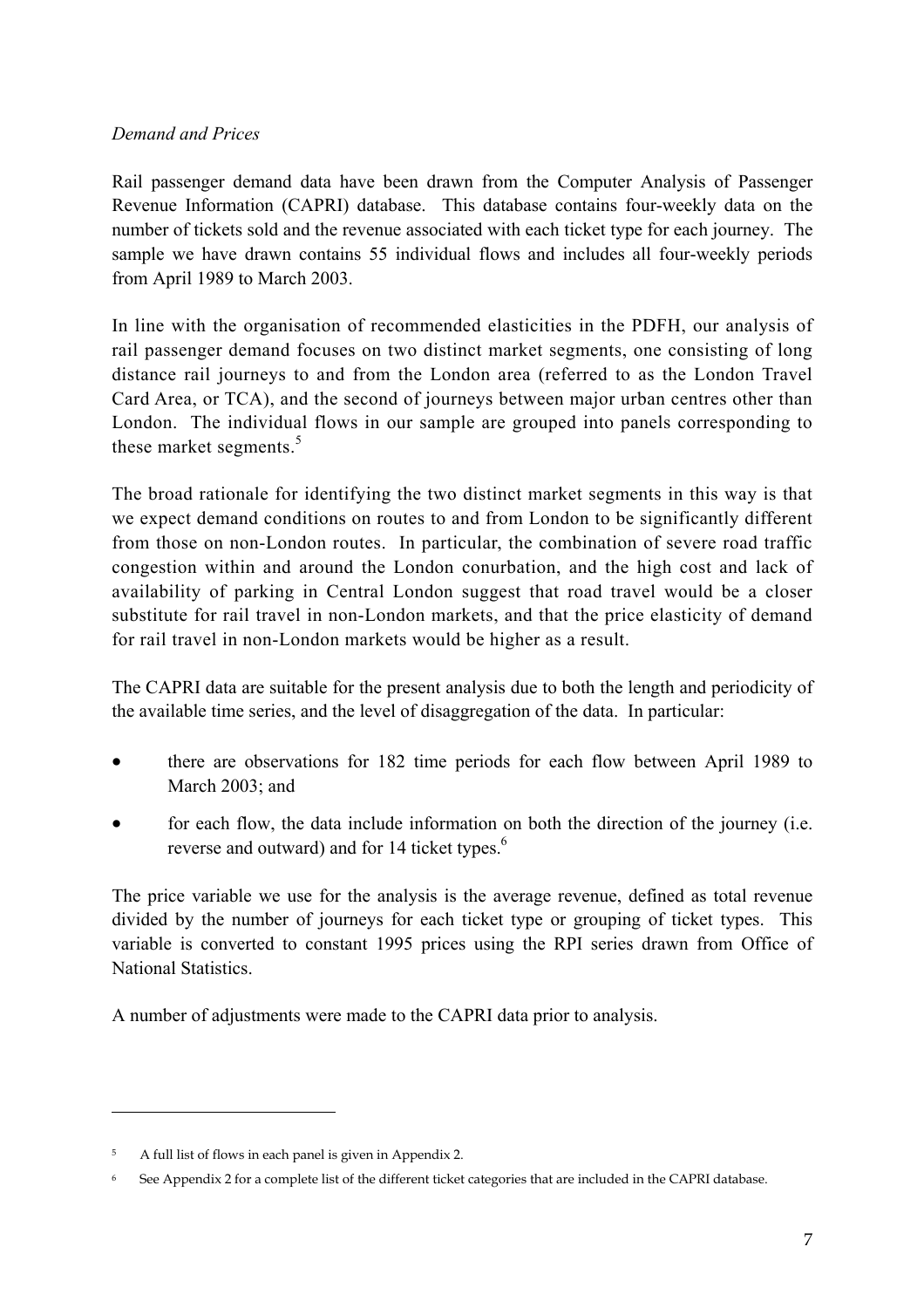*Demand and Prices*

Rail passenger demand data have been drawn from the Computer Analysis of Passenger Revenue Information (CAPRI) database. This database contains four-weekly data on the number of tickets sold and the revenue associated with each ticket type for each journey. The sample we have drawn contains 55 individual flows and includes all four-weekly periods from April 1989 to March 2003.

In line with the organisation of recommended elasticities in the PDFH, our analysis of rail passenger demand focuses on two distinct market segments, one consisting of long distance rail journeys to and from the London area (referred to as the London Travel Card Area, or TCA), and the second of journeys between major urban centres other than London. The individual flows in our sample are grouped into panels corresponding to these market segments.[5]

The broad rationale for identifying the two distinct market segments in this way is that we expect demand conditions on routes to and from London to be significantly different from those on non-London routes. In particular, the combination of severe road traffic congestion within and around the London conurbation, and the high cost and lack of availability of parking in Central London suggest that road travel would be a closer substitute for rail travel in non-London markets, and that the price elasticity of demand for rail travel in non-London markets would be higher as a result.

The CAPRI data are suitable for the present analysis due to both the length and periodicity of the available time series, and the level of disaggregation of the data. In particular:

- there are observations for 182 time periods for each flow between April 1989 to March 2003; and
- for each flow, the data include information on both the direction of the journey (i.e. reverse and outward) and for 14 ticket types.[6]

The price variable we use for the analysis is the average revenue, defined as total revenue divided by the number of journeys for each ticket type or grouping of ticket types. This variable is converted to constant 1995 prices using the RPI series drawn from Office of National Statistics.

A number of adjustments were made to the CAPRI data prior to analysis.

---

5 A full list of flows in each panel is given in Appendix 2.

6 See Appendix 2 for a complete list of the different ticket categories that are included in the CAPRI database.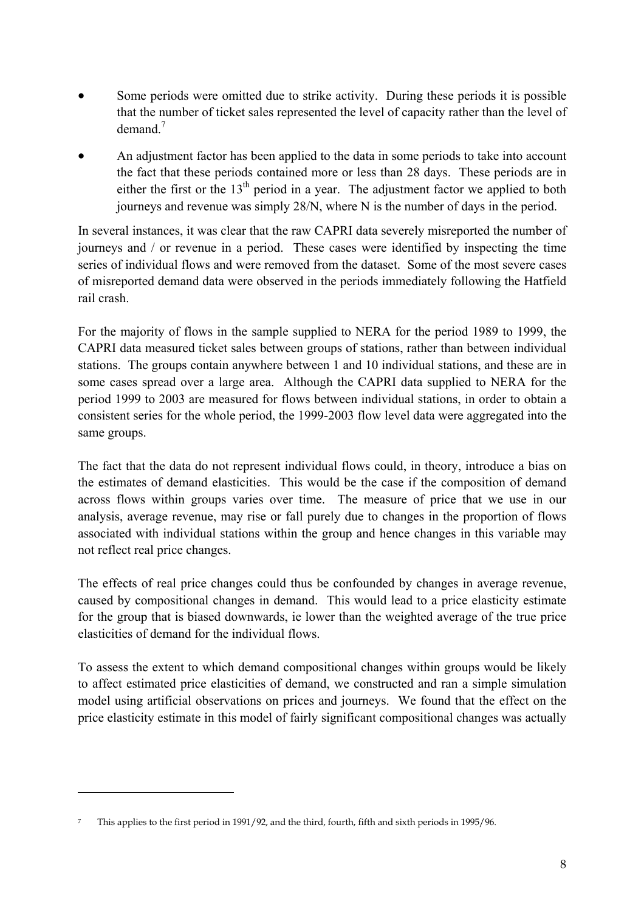- Some periods were omitted due to strike activity. During these periods it is possible that the number of ticket sales represented the level of capacity rather than the level of demand.[7]
- An adjustment factor has been applied to the data in some periods to take into account the fact that these periods contained more or less than 28 days. These periods are in either the first or the 13th period in a year. The adjustment factor we applied to both journeys and revenue was simply 28/N, where N is the number of days in the period.

In several instances, it was clear that the raw CAPRI data severely misreported the number of journeys and / or revenue in a period. These cases were identified by inspecting the time series of individual flows and were removed from the dataset. Some of the most severe cases of misreported demand data were observed in the periods immediately following the Hatfield rail crash.

For the majority of flows in the sample supplied to NERA for the period 1989 to 1999, the CAPRI data measured ticket sales between groups of stations, rather than between individual stations. The groups contain anywhere between 1 and 10 individual stations, and these are in some cases spread over a large area. Although the CAPRI data supplied to NERA for the period 1999 to 2003 are measured for flows between individual stations, in order to obtain a consistent series for the whole period, the 1999-2003 flow level data were aggregated into the same groups.

The fact that the data do not represent individual flows could, in theory, introduce a bias on the estimates of demand elasticities. This would be the case if the composition of demand across flows within groups varies over time. The measure of price that we use in our analysis, average revenue, may rise or fall purely due to changes in the proportion of flows associated with individual stations within the group and hence changes in this variable may not reflect real price changes.

The effects of real price changes could thus be confounded by changes in average revenue, caused by compositional changes in demand. This would lead to a price elasticity estimate for the group that is biased downwards, ie lower than the weighted average of the true price elasticities of demand for the individual flows.

To assess the extent to which demand compositional changes within groups would be likely to affect estimated price elasticities of demand, we constructed and ran a simple simulation model using artificial observations on prices and journeys. We found that the effect on the price elasticity estimate in this model of fairly significant compositional changes was actually

---

[7] This applies to the first period in 1991/92, and the third, fourth, fifth and sixth periods in 1995/96.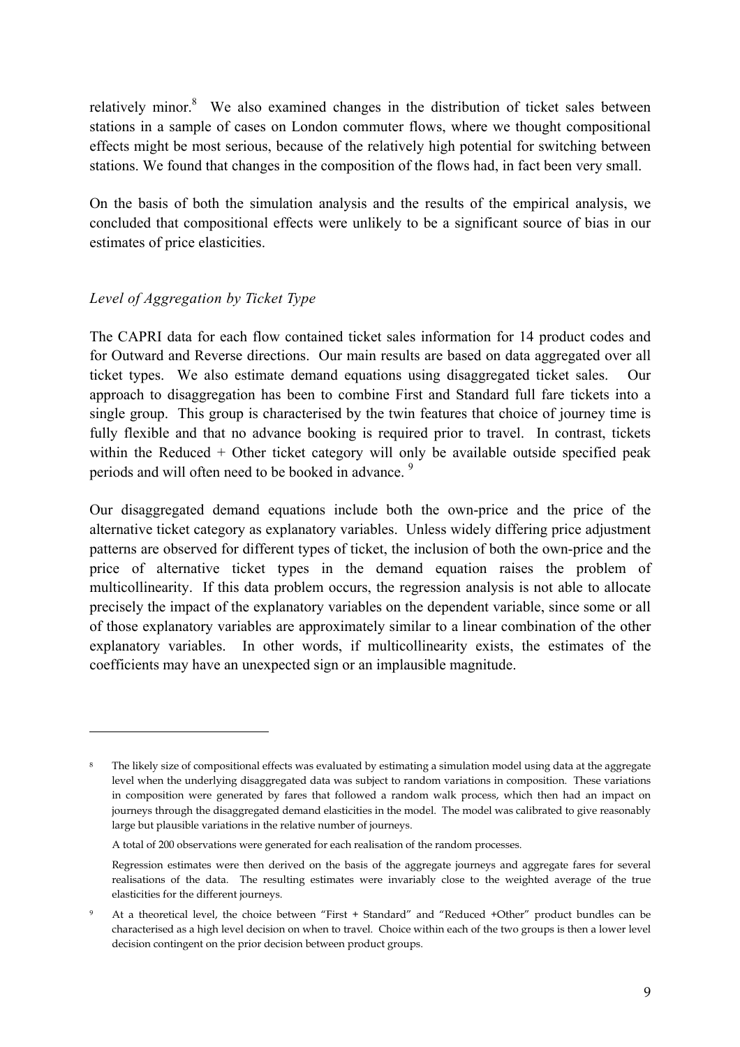relatively minor.[8] We also examined changes in the distribution of ticket sales between stations in a sample of cases on London commuter flows, where we thought compositional effects might be most serious, because of the relatively high potential for switching between stations. We found that changes in the composition of the flows had, in fact been very small.

On the basis of both the simulation analysis and the results of the empirical analysis, we concluded that compositional effects were unlikely to be a significant source of bias in our estimates of price elasticities.

### *Level of Aggregation by Ticket Type*

The CAPRI data for each flow contained ticket sales information for 14 product codes and for Outward and Reverse directions. Our main results are based on data aggregated over all ticket types. We also estimate demand equations using disaggregated ticket sales. Our approach to disaggregation has been to combine First and Standard full fare tickets into a single group. This group is characterised by the twin features that choice of journey time is fully flexible and that no advance booking is required prior to travel. In contrast, tickets within the Reduced + Other ticket category will only be available outside specified peak periods and will often need to be booked in advance.[9]

Our disaggregated demand equations include both the own-price and the price of the alternative ticket category as explanatory variables. Unless widely differing price adjustment patterns are observed for different types of ticket, the inclusion of both the own-price and the price of alternative ticket types in the demand equation raises the problem of multicollinearity. If this data problem occurs, the regression analysis is not able to allocate precisely the impact of the explanatory variables on the dependent variable, since some or all of those explanatory variables are approximately similar to a linear combination of the other explanatory variables. In other words, if multicollinearity exists, the estimates of the coefficients may have an unexpected sign or an implausible magnitude.

---

[8] The likely size of compositional effects was evaluated by estimating a simulation model using data at the aggregate level when the underlying disaggregated data was subject to random variations in composition. These variations in composition were generated by fares that followed a random walk process, which then had an impact on journeys through the disaggregated demand elasticities in the model. The model was calibrated to give reasonably large but plausible variations in the relative number of journeys.

A total of 200 observations were generated for each realisation of the random processes.

Regression estimates were then derived on the basis of the aggregate journeys and aggregate fares for several realisations of the data. The resulting estimates were invariably close to the weighted average of the true elasticities for the different journeys.

[9] At a theoretical level, the choice between "First + Standard" and "Reduced +Other" product bundles can be characterised as a high level decision on when to travel. Choice within each of the two groups is then a lower level decision contingent on the prior decision between product groups.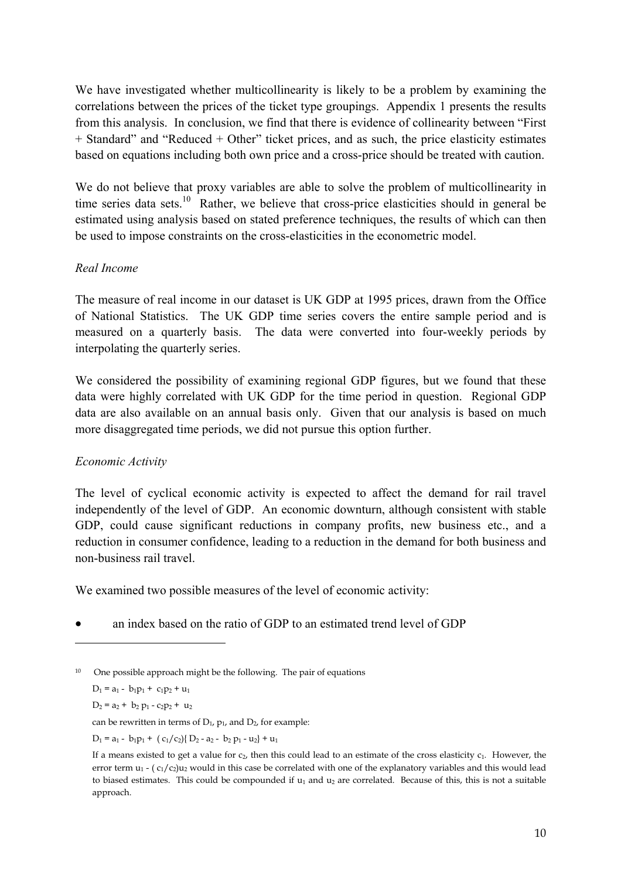We have investigated whether multicollinearity is likely to be a problem by examining the correlations between the prices of the ticket type groupings. Appendix 1 presents the results from this analysis. In conclusion, we find that there is evidence of collinearity between "First + Standard" and "Reduced + Other" ticket prices, and as such, the price elasticity estimates based on equations including both own price and a cross-price should be treated with caution.

We do not believe that proxy variables are able to solve the problem of multicollinearity in time series data sets.[10] Rather, we believe that cross-price elasticities should in general be estimated using analysis based on stated preference techniques, the results of which can then be used to impose constraints on the cross-elasticities in the econometric model.

*Real Income*

The measure of real income in our dataset is UK GDP at 1995 prices, drawn from the Office of National Statistics. The UK GDP time series covers the entire sample period and is measured on a quarterly basis. The data were converted into four-weekly periods by interpolating the quarterly series.

We considered the possibility of examining regional GDP figures, but we found that these data were highly correlated with UK GDP for the time period in question. Regional GDP data are also available on an annual basis only. Given that our analysis is based on much more disaggregated time periods, we did not pursue this option further.

*Economic Activity*

The level of cyclical economic activity is expected to affect the demand for rail travel independently of the level of GDP. An economic downturn, although consistent with stable GDP, could cause significant reductions in company profits, new business etc., and a reduction in consumer confidence, leading to a reduction in the demand for both business and non-business rail travel.

We examined two possible measures of the level of economic activity:

- an index based on the ratio of GDP to an estimated trend level of GDP

---

[10] One possible approach might be the following. The pair of equations

$$D_1 = a_1 - b_1 p_1 + c_1 p_2 + u_1$$

$$D_2 = a_2 + b_2 p_1 - c_2 p_2 + u_2$$

can be rewritten in terms of $D_1$, $p_1$, and $D_2$, for example:

$$D_1 = a_1 - b_1 p_1 + (c_1/c_2)\{D_2 - a_2 - b_2 p_1 - u_2\} + u_1$$

If a means existed to get a value for $c_2$, then this could lead to an estimate of the cross elasticity $c_1$. However, the error term $u_1 - (c_1/c_2)u_2$ would in this case be correlated with one of the explanatory variables and this would lead to biased estimates. This could be compounded if $u_1$ and $u_2$ are correlated. Because of this, this is not a suitable approach.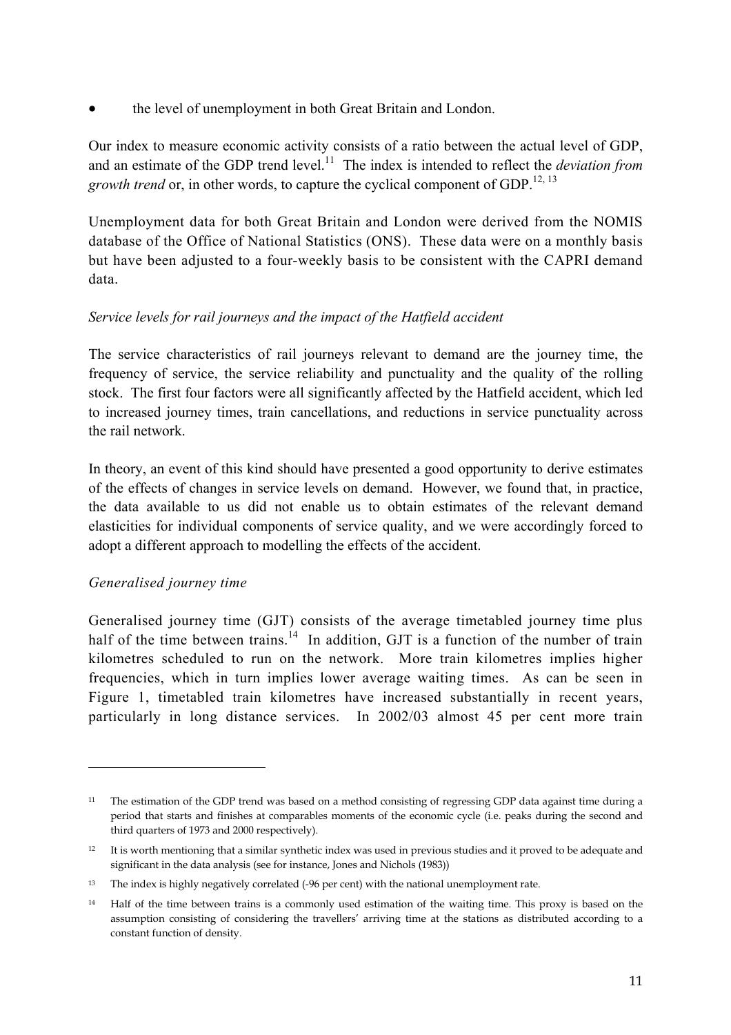- the level of unemployment in both Great Britain and London.

Our index to measure economic activity consists of a ratio between the actual level of GDP, and an estimate of the GDP trend level.[11] The index is intended to reflect the *deviation from growth trend* or, in other words, to capture the cyclical component of GDP.[12, 13]

Unemployment data for both Great Britain and London were derived from the NOMIS database of the Office of National Statistics (ONS). These data were on a monthly basis but have been adjusted to a four-weekly basis to be consistent with the CAPRI demand data.

*Service levels for rail journeys and the impact of the Hatfield accident*

The service characteristics of rail journeys relevant to demand are the journey time, the frequency of service, the service reliability and punctuality and the quality of the rolling stock. The first four factors were all significantly affected by the Hatfield accident, which led to increased journey times, train cancellations, and reductions in service punctuality across the rail network.

In theory, an event of this kind should have presented a good opportunity to derive estimates of the effects of changes in service levels on demand. However, we found that, in practice, the data available to us did not enable us to obtain estimates of the relevant demand elasticities for individual components of service quality, and we were accordingly forced to adopt a different approach to modelling the effects of the accident.

*Generalised journey time*

Generalised journey time (GJT) consists of the average timetabled journey time plus half of the time between trains.[14] In addition, GJT is a function of the number of train kilometres scheduled to run on the network. More train kilometres implies higher frequencies, which in turn implies lower average waiting times. As can be seen in Figure 1, timetabled train kilometres have increased substantially in recent years, particularly in long distance services. In 2002/03 almost 45 per cent more train

---

[11] The estimation of the GDP trend was based on a method consisting of regressing GDP data against time during a period that starts and finishes at comparables moments of the economic cycle (i.e. peaks during the second and third quarters of 1973 and 2000 respectively).

[12] It is worth mentioning that a similar synthetic index was used in previous studies and it proved to be adequate and significant in the data analysis (see for instance, Jones and Nichols (1983))

[13] The index is highly negatively correlated (-96 per cent) with the national unemployment rate.

[14] Half of the time between trains is a commonly used estimation of the waiting time. This proxy is based on the assumption consisting of considering the travellers' arriving time at the stations as distributed according to a constant function of density.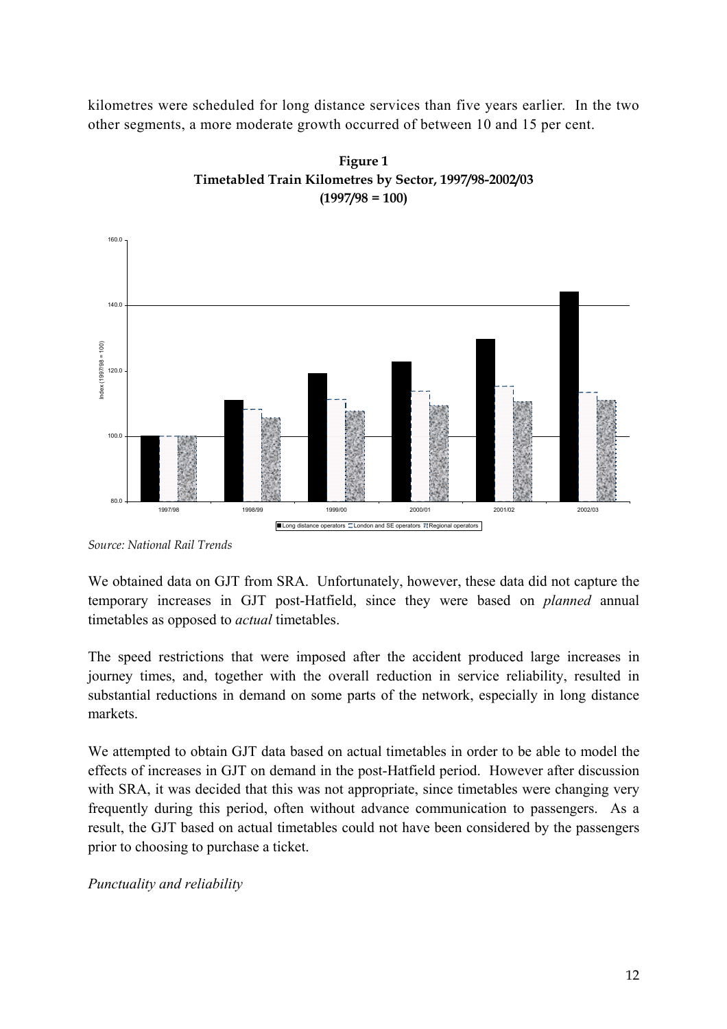kilometres were scheduled for long distance services than five years earlier. In the two other segments, a more moderate growth occurred of between 10 and 15 per cent.

**Figure 1**
**Timetabled Train Kilometres by Sector, 1997/98-2002/03**
**(1997/98 = 100)**

*Source: National Rail Trends*

We obtained data on GJT from SRA. Unfortunately, however, these data did not capture the temporary increases in GJT post-Hatfield, since they were based on *planned* annual timetables as opposed to *actual* timetables.

The speed restrictions that were imposed after the accident produced large increases in journey times, and, together with the overall reduction in service reliability, resulted in substantial reductions in demand on some parts of the network, especially in long distance markets.

We attempted to obtain GJT data based on actual timetables in order to be able to model the effects of increases in GJT on demand in the post-Hatfield period. However after discussion with SRA, it was decided that this was not appropriate, since timetables were changing very frequently during this period, often without advance communication to passengers. As a result, the GJT based on actual timetables could not have been considered by the passengers prior to choosing to purchase a ticket.

*Punctuality and reliability*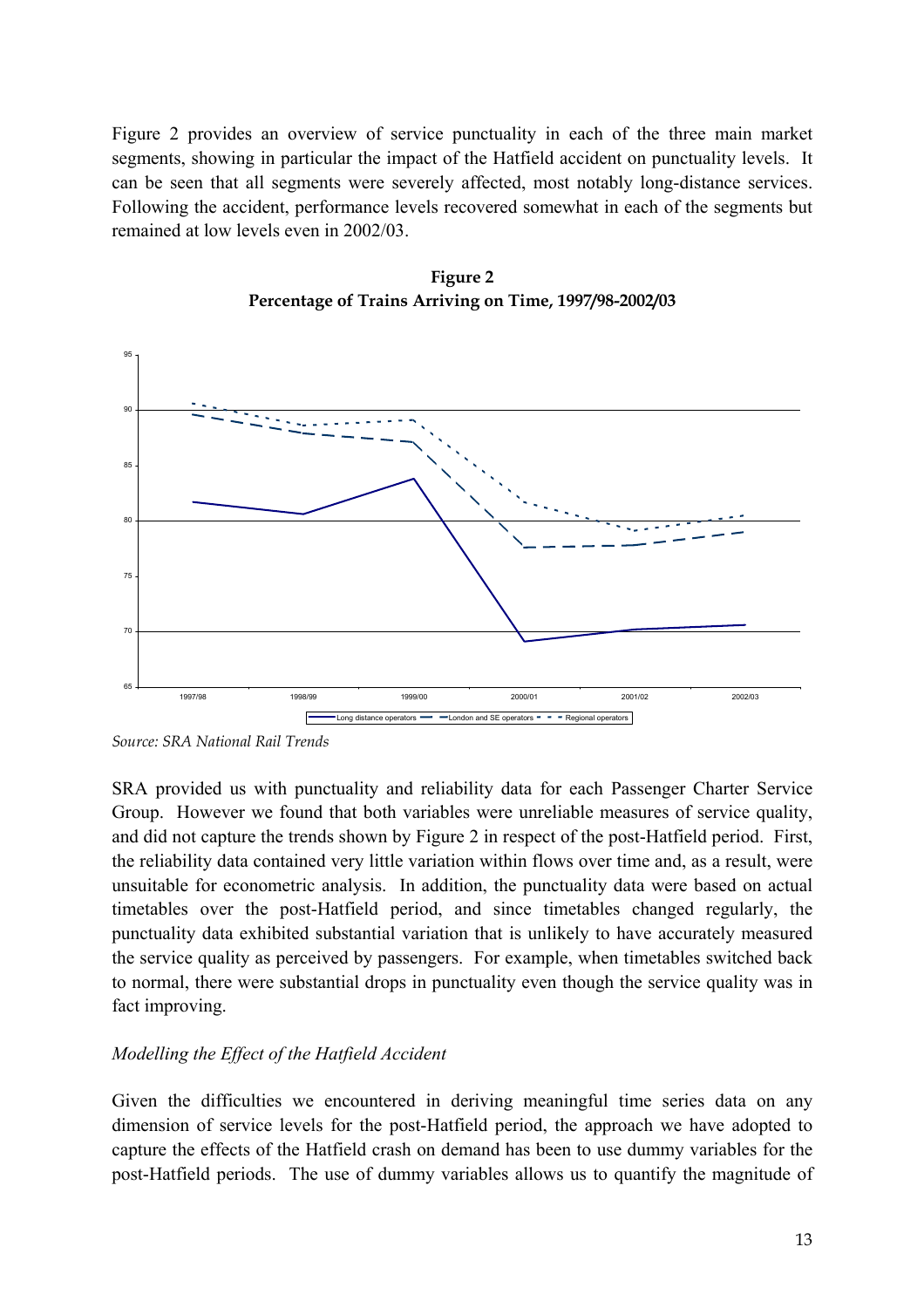Figure 2 provides an overview of service punctuality in each of the three main market segments, showing in particular the impact of the Hatfield accident on punctuality levels. It can be seen that all segments were severely affected, most notably long-distance services. Following the accident, performance levels recovered somewhat in each of the segments but remained at low levels even in 2002/03.

**Figure 2**
**Percentage of Trains Arriving on Time, 1997/98-2002/03**

*Source: SRA National Rail Trends*

SRA provided us with punctuality and reliability data for each Passenger Charter Service Group. However we found that both variables were unreliable measures of service quality, and did not capture the trends shown by Figure 2 in respect of the post-Hatfield period. First, the reliability data contained very little variation within flows over time and, as a result, were unsuitable for econometric analysis. In addition, the punctuality data were based on actual timetables over the post-Hatfield period, and since timetables changed regularly, the punctuality data exhibited substantial variation that is unlikely to have accurately measured the service quality as perceived by passengers. For example, when timetables switched back to normal, there were substantial drops in punctuality even though the service quality was in fact improving.

*Modelling the Effect of the Hatfield Accident*

Given the difficulties we encountered in deriving meaningful time series data on any dimension of service levels for the post-Hatfield period, the approach we have adopted to capture the effects of the Hatfield crash on demand has been to use dummy variables for the post-Hatfield periods. The use of dummy variables allows us to quantify the magnitude of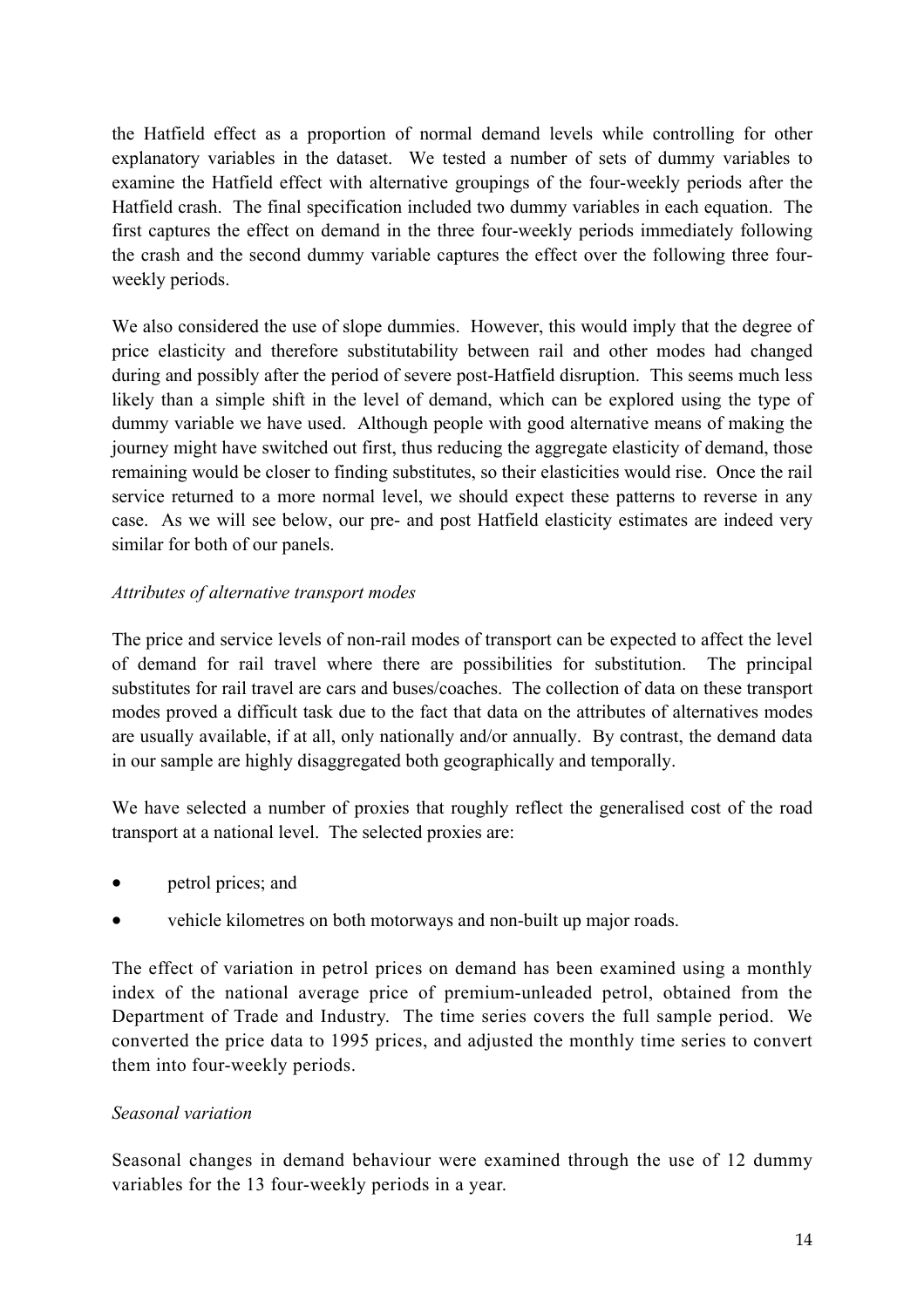the Hatfield effect as a proportion of normal demand levels while controlling for other explanatory variables in the dataset. We tested a number of sets of dummy variables to examine the Hatfield effect with alternative groupings of the four-weekly periods after the Hatfield crash. The final specification included two dummy variables in each equation. The first captures the effect on demand in the three four-weekly periods immediately following the crash and the second dummy variable captures the effect over the following three four-weekly periods.

We also considered the use of slope dummies. However, this would imply that the degree of price elasticity and therefore substitutability between rail and other modes had changed during and possibly after the period of severe post-Hatfield disruption. This seems much less likely than a simple shift in the level of demand, which can be explored using the type of dummy variable we have used. Although people with good alternative means of making the journey might have switched out first, thus reducing the aggregate elasticity of demand, those remaining would be closer to finding substitutes, so their elasticities would rise. Once the rail service returned to a more normal level, we should expect these patterns to reverse in any case. As we will see below, our pre- and post Hatfield elasticity estimates are indeed very similar for both of our panels.

*Attributes of alternative transport modes*

The price and service levels of non-rail modes of transport can be expected to affect the level of demand for rail travel where there are possibilities for substitution. The principal substitutes for rail travel are cars and buses/coaches. The collection of data on these transport modes proved a difficult task due to the fact that data on the attributes of alternatives modes are usually available, if at all, only nationally and/or annually. By contrast, the demand data in our sample are highly disaggregated both geographically and temporally.

We have selected a number of proxies that roughly reflect the generalised cost of the road transport at a national level. The selected proxies are:

- petrol prices; and
- vehicle kilometres on both motorways and non-built up major roads.

The effect of variation in petrol prices on demand has been examined using a monthly index of the national average price of premium-unleaded petrol, obtained from the Department of Trade and Industry. The time series covers the full sample period. We converted the price data to 1995 prices, and adjusted the monthly time series to convert them into four-weekly periods.

*Seasonal variation*

Seasonal changes in demand behaviour were examined through the use of 12 dummy variables for the 13 four-weekly periods in a year.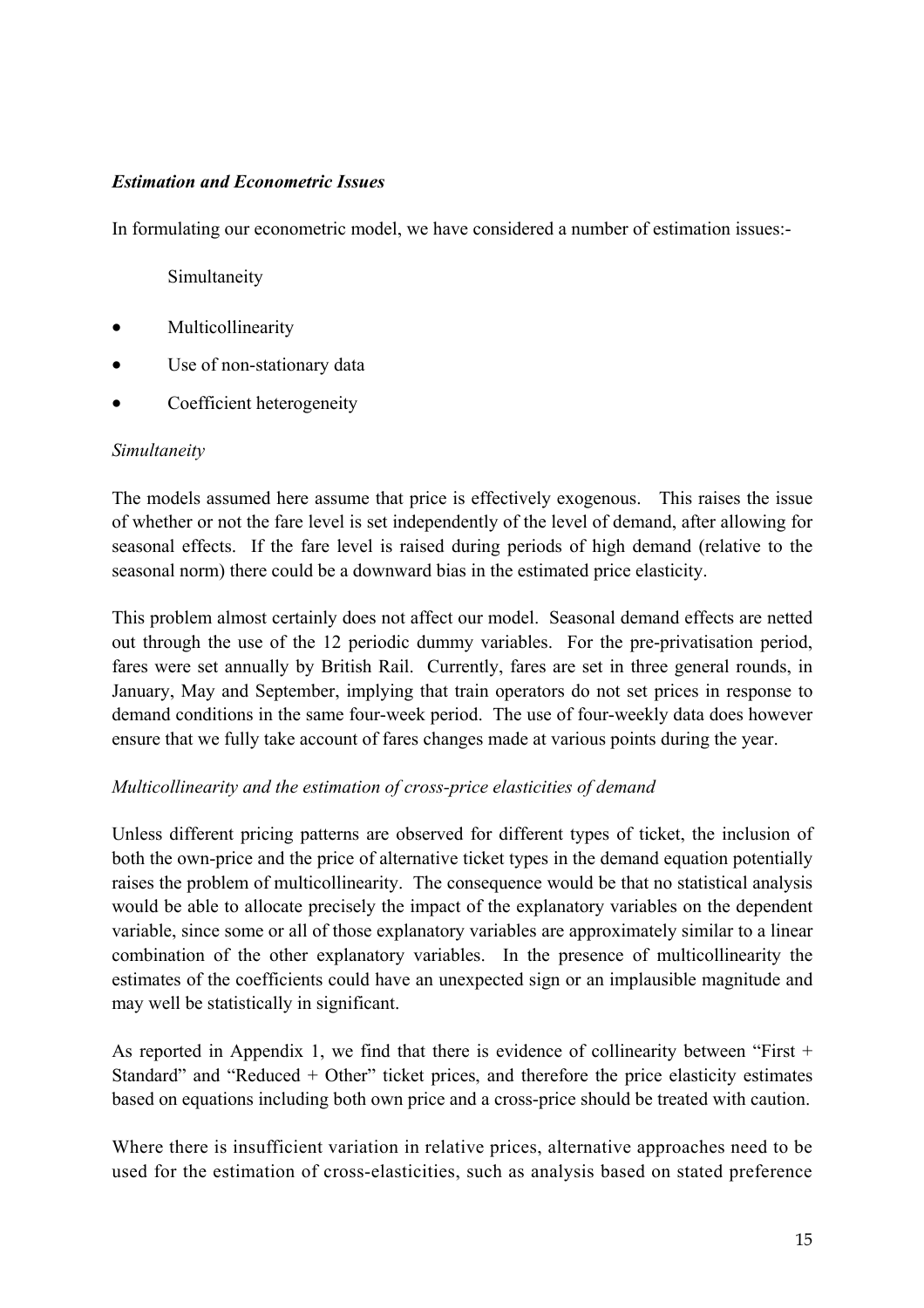***Estimation and Econometric Issues***

In formulating our econometric model, we have considered a number of estimation issues:-

Simultaneity

- Multicollinearity
- Use of non-stationary data
- Coefficient heterogeneity

*Simultaneity*

The models assumed here assume that price is effectively exogenous. This raises the issue of whether or not the fare level is set independently of the level of demand, after allowing for seasonal effects. If the fare level is raised during periods of high demand (relative to the seasonal norm) there could be a downward bias in the estimated price elasticity.

This problem almost certainly does not affect our model. Seasonal demand effects are netted out through the use of the 12 periodic dummy variables. For the pre-privatisation period, fares were set annually by British Rail. Currently, fares are set in three general rounds, in January, May and September, implying that train operators do not set prices in response to demand conditions in the same four-week period. The use of four-weekly data does however ensure that we fully take account of fares changes made at various points during the year.

*Multicollinearity and the estimation of cross-price elasticities of demand*

Unless different pricing patterns are observed for different types of ticket, the inclusion of both the own-price and the price of alternative ticket types in the demand equation potentially raises the problem of multicollinearity. The consequence would be that no statistical analysis would be able to allocate precisely the impact of the explanatory variables on the dependent variable, since some or all of those explanatory variables are approximately similar to a linear combination of the other explanatory variables. In the presence of multicollinearity the estimates of the coefficients could have an unexpected sign or an implausible magnitude and may well be statistically in significant.

As reported in Appendix 1, we find that there is evidence of collinearity between "First + Standard" and "Reduced + Other" ticket prices, and therefore the price elasticity estimates based on equations including both own price and a cross-price should be treated with caution.

Where there is insufficient variation in relative prices, alternative approaches need to be used for the estimation of cross-elasticities, such as analysis based on stated preference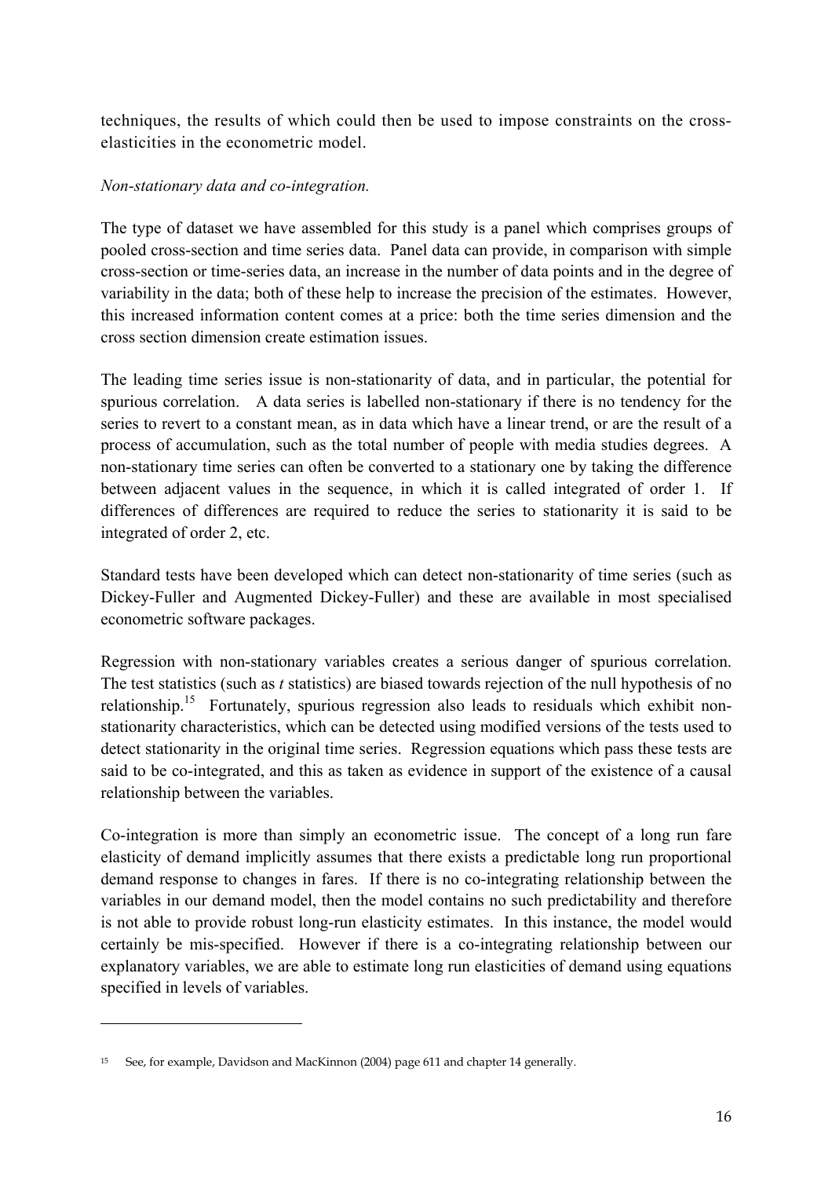techniques, the results of which could then be used to impose constraints on the cross-elasticities in the econometric model.

*Non-stationary data and co-integration.*

The type of dataset we have assembled for this study is a panel which comprises groups of pooled cross-section and time series data. Panel data can provide, in comparison with simple cross-section or time-series data, an increase in the number of data points and in the degree of variability in the data; both of these help to increase the precision of the estimates. However, this increased information content comes at a price: both the time series dimension and the cross section dimension create estimation issues.

The leading time series issue is non-stationarity of data, and in particular, the potential for spurious correlation. A data series is labelled non-stationary if there is no tendency for the series to revert to a constant mean, as in data which have a linear trend, or are the result of a process of accumulation, such as the total number of people with media studies degrees. A non-stationary time series can often be converted to a stationary one by taking the difference between adjacent values in the sequence, in which it is called integrated of order 1. If differences of differences are required to reduce the series to stationarity it is said to be integrated of order 2, etc.

Standard tests have been developed which can detect non-stationarity of time series (such as Dickey-Fuller and Augmented Dickey-Fuller) and these are available in most specialised econometric software packages.

Regression with non-stationary variables creates a serious danger of spurious correlation. The test statistics (such as *t* statistics) are biased towards rejection of the null hypothesis of no relationship.[15] Fortunately, spurious regression also leads to residuals which exhibit non-stationarity characteristics, which can be detected using modified versions of the tests used to detect stationarity in the original time series. Regression equations which pass these tests are said to be co-integrated, and this as taken as evidence in support of the existence of a causal relationship between the variables.

Co-integration is more than simply an econometric issue. The concept of a long run fare elasticity of demand implicitly assumes that there exists a predictable long run proportional demand response to changes in fares. If there is no co-integrating relationship between the variables in our demand model, then the model contains no such predictability and therefore is not able to provide robust long-run elasticity estimates. In this instance, the model would certainly be mis-specified. However if there is a co-integrating relationship between our explanatory variables, we are able to estimate long run elasticities of demand using equations specified in levels of variables.

---

[15] See, for example, Davidson and MacKinnon (2004) page 611 and chapter 14 generally.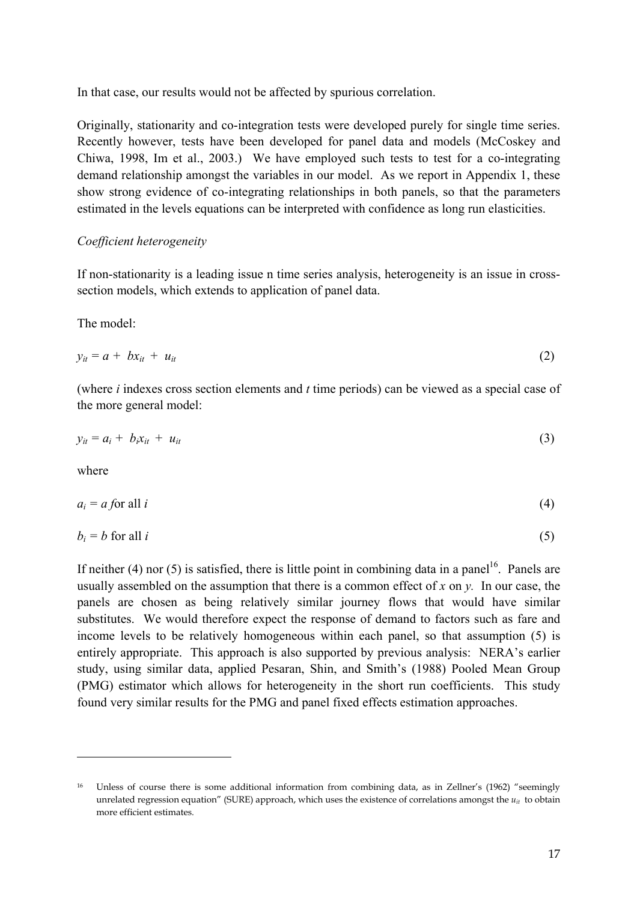In that case, our results would not be affected by spurious correlation.

Originally, stationarity and co-integration tests were developed purely for single time series. Recently however, tests have been developed for panel data and models (McCoskey and Chiwa, 1998, Im et al., 2003.) We have employed such tests to test for a co-integrating demand relationship amongst the variables in our model. As we report in Appendix 1, these show strong evidence of co-integrating relationships in both panels, so that the parameters estimated in the levels equations can be interpreted with confidence as long run elasticities.

*Coefficient heterogeneity*

If non-stationarity is a leading issue n time series analysis, heterogeneity is an issue in cross-section models, which extends to application of panel data.

The model:

$$y_{it} = a + bx_{it} + u_{it} \tag{2}$$

(where *i* indexes cross section elements and *t* time periods) can be viewed as a special case of the more general model:

$$y_{it} = a_i + b_i x_{it} + u_{it} \tag{3}$$

where

$$a_i = a \text{ for all } i \tag{4}$$

$$b_i = b \text{ for all } i \tag{5}$$

If neither (4) nor (5) is satisfied, there is little point in combining data in a panel[16]. Panels are usually assembled on the assumption that there is a common effect of *x* on *y.* In our case, the panels are chosen as being relatively similar journey flows that would have similar substitutes. We would therefore expect the response of demand to factors such as fare and income levels to be relatively homogeneous within each panel, so that assumption (5) is entirely appropriate. This approach is also supported by previous analysis: NERA's earlier study, using similar data, applied Pesaran, Shin, and Smith's (1988) Pooled Mean Group (PMG) estimator which allows for heterogeneity in the short run coefficients. This study found very similar results for the PMG and panel fixed effects estimation approaches.

---

[16] Unless of course there is some additional information from combining data, as in Zellner's (1962) "seemingly unrelated regression equation" (SURE) approach, which uses the existence of correlations amongst the $u_{it}$ to obtain more efficient estimates.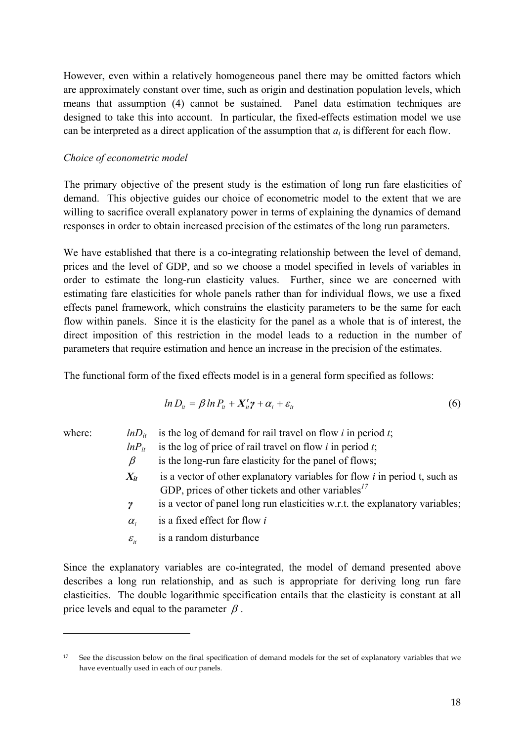However, even within a relatively homogeneous panel there may be omitted factors which are approximately constant over time, such as origin and destination population levels, which means that assumption (4) cannot be sustained. Panel data estimation techniques are designed to take this into account. In particular, the fixed-effects estimation model we use can be interpreted as a direct application of the assumption that $a_i$ is different for each flow.

*Choice of econometric model*

The primary objective of the present study is the estimation of long run fare elasticities of demand. This objective guides our choice of econometric model to the extent that we are willing to sacrifice overall explanatory power in terms of explaining the dynamics of demand responses in order to obtain increased precision of the estimates of the long run parameters.

We have established that there is a co-integrating relationship between the level of demand, prices and the level of GDP, and so we choose a model specified in levels of variables in order to estimate the long-run elasticity values. Further, since we are concerned with estimating fare elasticities for whole panels rather than for individual flows, we use a fixed effects panel framework, which constrains the elasticity parameters to be the same for each flow within panels. Since it is the elasticity for the panel as a whole that is of interest, the direct imposition of this restriction in the model leads to a reduction in the number of parameters that require estimation and hence an increase in the precision of the estimates.

The functional form of the fixed effects model is in a general form specified as follows:

$$ln\, D_{it} = \beta\, ln\, P_{it} + \boldsymbol{X}'_{it}\boldsymbol{\gamma} + \alpha_i + \varepsilon_{it} \tag{6}$$

where:

- $lnD_{it}$ is the log of demand for rail travel on flow $i$ in period $t$;
- $lnP_{it}$ is the log of price of rail travel on flow $i$ in period $t$;
- $\beta$ is the long-run fare elasticity for the panel of flows;
- $\boldsymbol{X}_{it}$ is a vector of other explanatory variables for flow $i$ in period t, such as GDP, prices of other tickets and other variables[17]
- $\boldsymbol{\gamma}$ is a vector of panel long run elasticities w.r.t. the explanatory variables;
- $\alpha_i$ is a fixed effect for flow $i$
- $\varepsilon_{it}$ is a random disturbance

Since the explanatory variables are co-integrated, the model of demand presented above describes a long run relationship, and as such is appropriate for deriving long run fare elasticities. The double logarithmic specification entails that the elasticity is constant at all price levels and equal to the parameter $\beta$.

---

[17] See the discussion below on the final specification of demand models for the set of explanatory variables that we have eventually used in each of our panels.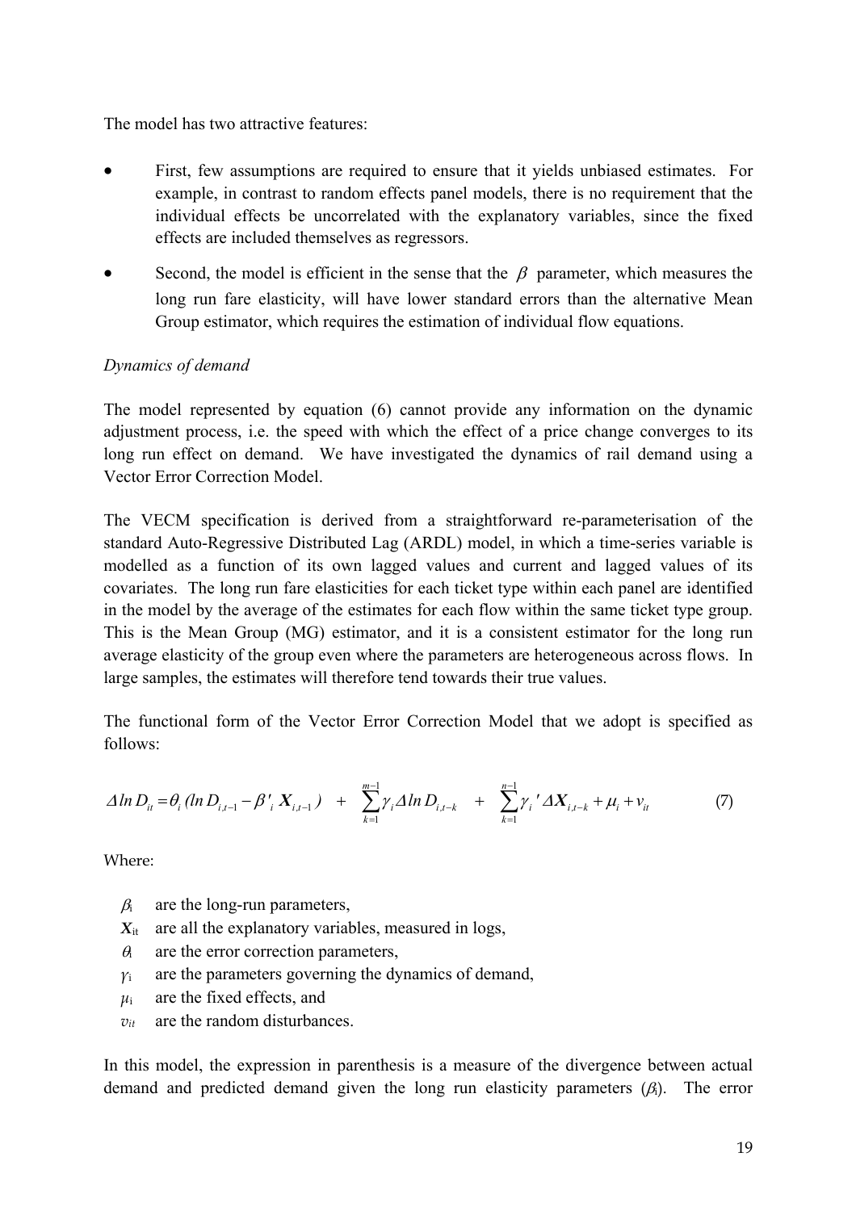The model has two attractive features:

- First, few assumptions are required to ensure that it yields unbiased estimates. For example, in contrast to random effects panel models, there is no requirement that the individual effects be uncorrelated with the explanatory variables, since the fixed effects are included themselves as regressors.
- Second, the model is efficient in the sense that the $\beta$ parameter, which measures the long run fare elasticity, will have lower standard errors than the alternative Mean Group estimator, which requires the estimation of individual flow equations.

*Dynamics of demand*

The model represented by equation (6) cannot provide any information on the dynamic adjustment process, i.e. the speed with which the effect of a price change converges to its long run effect on demand. We have investigated the dynamics of rail demand using a Vector Error Correction Model.

The VECM specification is derived from a straightforward re-parameterisation of the standard Auto-Regressive Distributed Lag (ARDL) model, in which a time-series variable is modelled as a function of its own lagged values and current and lagged values of its covariates. The long run fare elasticities for each ticket type within each panel are identified in the model by the average of the estimates for each flow within the same ticket type group. This is the Mean Group (MG) estimator, and it is a consistent estimator for the long run average elasticity of the group even where the parameters are heterogeneous across flows. In large samples, the estimates will therefore tend towards their true values.

The functional form of the Vector Error Correction Model that we adopt is specified as follows:

$$\Delta \ln D_{it} = \theta_i (\ln D_{i,t-1} - \beta'_i \boldsymbol{X}_{i,t-1}) \quad + \quad \sum_{k=1}^{m-1} \gamma_i \Delta \ln D_{i,t-k} \quad + \quad \sum_{k=1}^{n-1} \gamma_i ' \Delta \boldsymbol{X}_{i,t-k} + \mu_i + v_{it} \qquad (7)$$

Where:

- $\beta_i$ are the long-run parameters,
- $\boldsymbol{X}_{it}$ are all the explanatory variables, measured in logs,
- $\theta_i$ are the error correction parameters,
- $\gamma_i$ are the parameters governing the dynamics of demand,
- $\mu_i$ are the fixed effects, and
- $v_{it}$ are the random disturbances.

In this model, the expression in parenthesis is a measure of the divergence between actual demand and predicted demand given the long run elasticity parameters ($\beta_i$). The error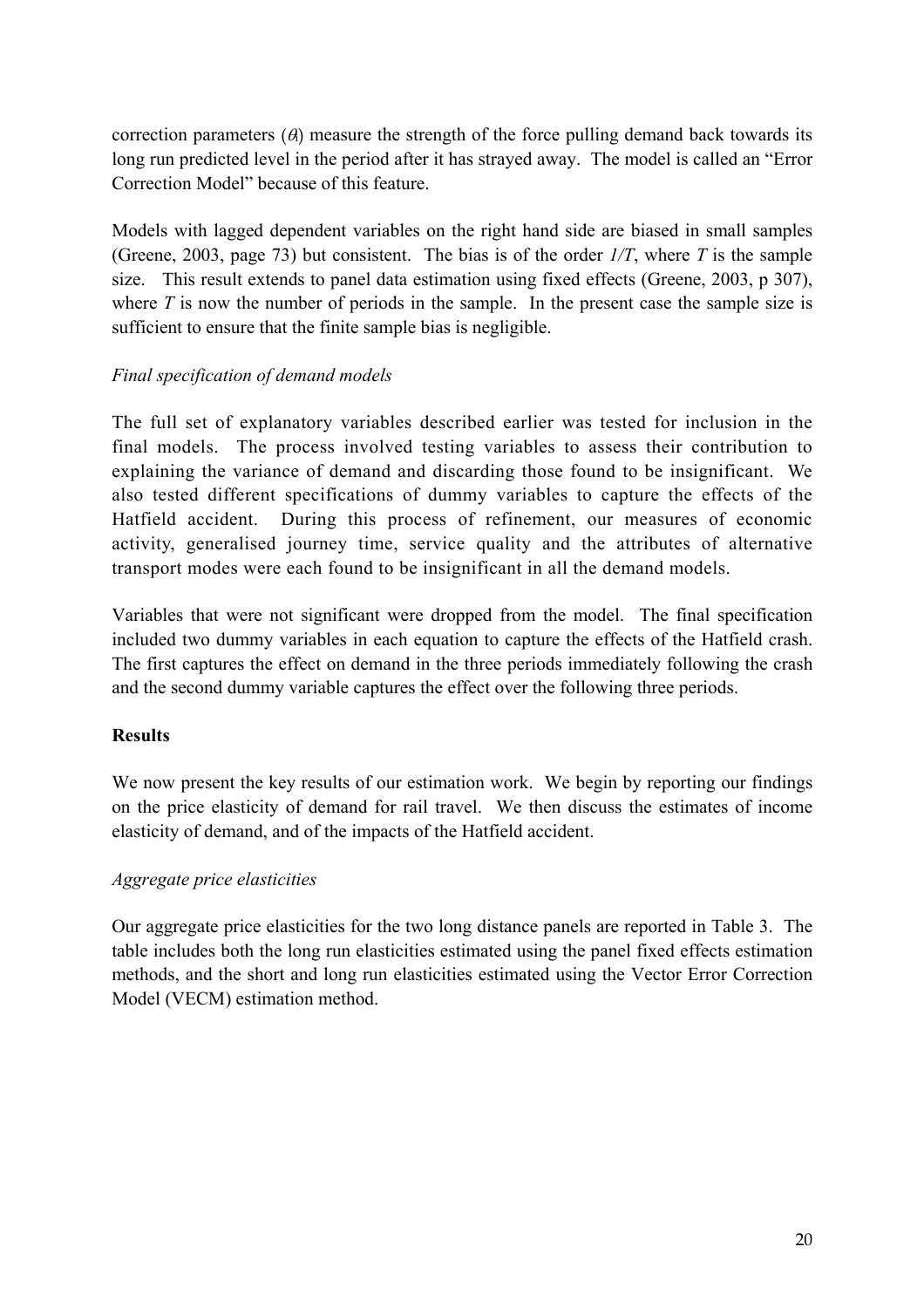correction parameters ($\theta_i$) measure the strength of the force pulling demand back towards its long run predicted level in the period after it has strayed away. The model is called an "Error Correction Model" because of this feature.

Models with lagged dependent variables on the right hand side are biased in small samples (Greene, 2003, page 73) but consistent. The bias is of the order $1/T$, where $T$ is the sample size. This result extends to panel data estimation using fixed effects (Greene, 2003, p 307), where $T$ is now the number of periods in the sample. In the present case the sample size is sufficient to ensure that the finite sample bias is negligible.

*Final specification of demand models*

The full set of explanatory variables described earlier was tested for inclusion in the final models. The process involved testing variables to assess their contribution to explaining the variance of demand and discarding those found to be insignificant. We also tested different specifications of dummy variables to capture the effects of the Hatfield accident. During this process of refinement, our measures of economic activity, generalised journey time, service quality and the attributes of alternative transport modes were each found to be insignificant in all the demand models.

Variables that were not significant were dropped from the model. The final specification included two dummy variables in each equation to capture the effects of the Hatfield crash. The first captures the effect on demand in the three periods immediately following the crash and the second dummy variable captures the effect over the following three periods.

**Results**

We now present the key results of our estimation work. We begin by reporting our findings on the price elasticity of demand for rail travel. We then discuss the estimates of income elasticity of demand, and of the impacts of the Hatfield accident.

*Aggregate price elasticities*

Our aggregate price elasticities for the two long distance panels are reported in Table 3. The table includes both the long run elasticities estimated using the panel fixed effects estimation methods, and the short and long run elasticities estimated using the Vector Error Correction Model (VECM) estimation method.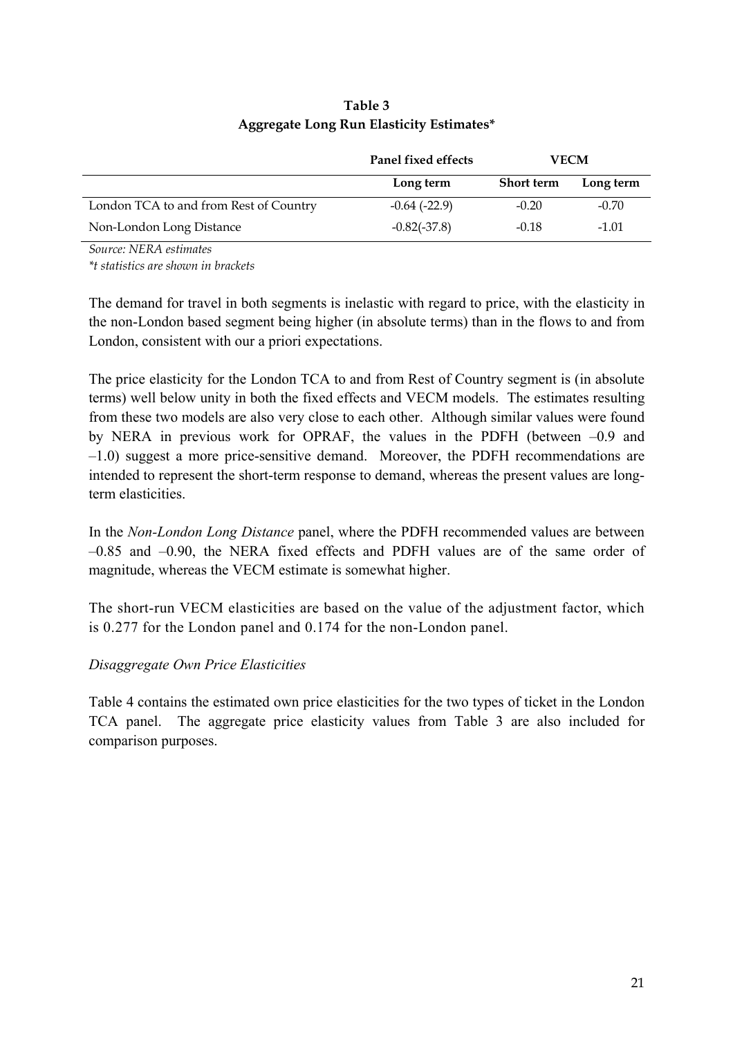**Table 3**
**Aggregate Long Run Elasticity Estimates***

| | Panel fixed effects | VECM | |
|---|---|---|---|
| | Long term | Short term | Long term |
| London TCA to and from Rest of Country | -0.64 (-22.9) | -0.20 | -0.70 |
| Non-London Long Distance | -0.82(-37.8) | -0.18 | -1.01 |

*Source: NERA estimates*
*\*t statistics are shown in brackets*

The demand for travel in both segments is inelastic with regard to price, with the elasticity in the non-London based segment being higher (in absolute terms) than in the flows to and from London, consistent with our a priori expectations.

The price elasticity for the London TCA to and from Rest of Country segment is (in absolute terms) well below unity in both the fixed effects and VECM models. The estimates resulting from these two models are also very close to each other. Although similar values were found by NERA in previous work for OPRAF, the values in the PDFH (between –0.9 and –1.0) suggest a more price-sensitive demand. Moreover, the PDFH recommendations are intended to represent the short-term response to demand, whereas the present values are long-term elasticities.

In the *Non-London Long Distance* panel, where the PDFH recommended values are between –0.85 and –0.90, the NERA fixed effects and PDFH values are of the same order of magnitude, whereas the VECM estimate is somewhat higher.

The short-run VECM elasticities are based on the value of the adjustment factor, which is 0.277 for the London panel and 0.174 for the non-London panel.

*Disaggregate Own Price Elasticities*

Table 4 contains the estimated own price elasticities for the two types of ticket in the London TCA panel. The aggregate price elasticity values from Table 3 are also included for comparison purposes.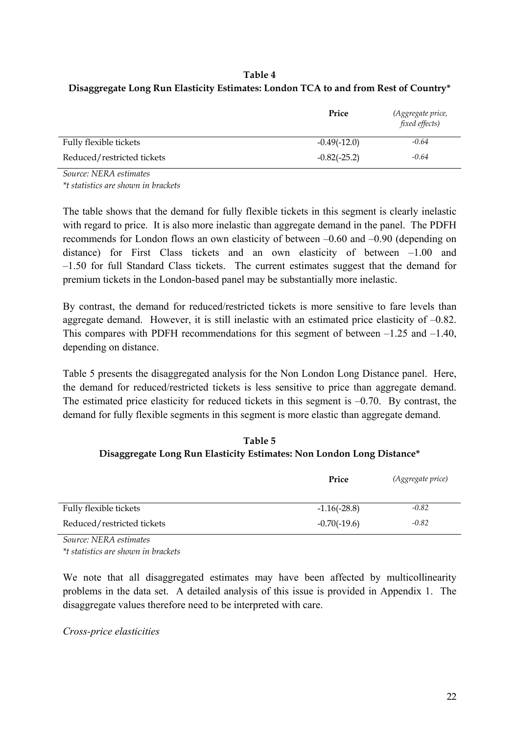**Table 4**
**Disaggregate Long Run Elasticity Estimates: London TCA to and from Rest of Country***

| | Price | *(Aggregate price, fixed effects)* |
|---|---|---|
| Fully flexible tickets | -0.49(-12.0) | *-0.64* |
| Reduced/restricted tickets | -0.82(-25.2) | *-0.64* |

*Source: NERA estimates*
*\*t statistics are shown in brackets*

The table shows that the demand for fully flexible tickets in this segment is clearly inelastic with regard to price. It is also more inelastic than aggregate demand in the panel. The PDFH recommends for London flows an own elasticity of between –0.60 and –0.90 (depending on distance) for First Class tickets and an own elasticity of between –1.00 and –1.50 for full Standard Class tickets. The current estimates suggest that the demand for premium tickets in the London-based panel may be substantially more inelastic.

By contrast, the demand for reduced/restricted tickets is more sensitive to fare levels than aggregate demand. However, it is still inelastic with an estimated price elasticity of –0.82. This compares with PDFH recommendations for this segment of between –1.25 and –1.40, depending on distance.

Table 5 presents the disaggregated analysis for the Non London Long Distance panel. Here, the demand for reduced/restricted tickets is less sensitive to price than aggregate demand. The estimated price elasticity for reduced tickets in this segment is –0.70. By contrast, the demand for fully flexible segments in this segment is more elastic than aggregate demand.

**Table 5**
**Disaggregate Long Run Elasticity Estimates: Non London Long Distance***

| | Price | *(Aggregate price)* |
|---|---|---|
| Fully flexible tickets | -1.16(-28.8) | *-0.82* |
| Reduced/restricted tickets | -0.70(-19.6) | *-0.82* |

*Source: NERA estimates*
*\*t statistics are shown in brackets*

We note that all disaggregated estimates may have been affected by multicollinearity problems in the data set. A detailed analysis of this issue is provided in Appendix 1. The disaggregate values therefore need to be interpreted with care.

*Cross-price elasticities*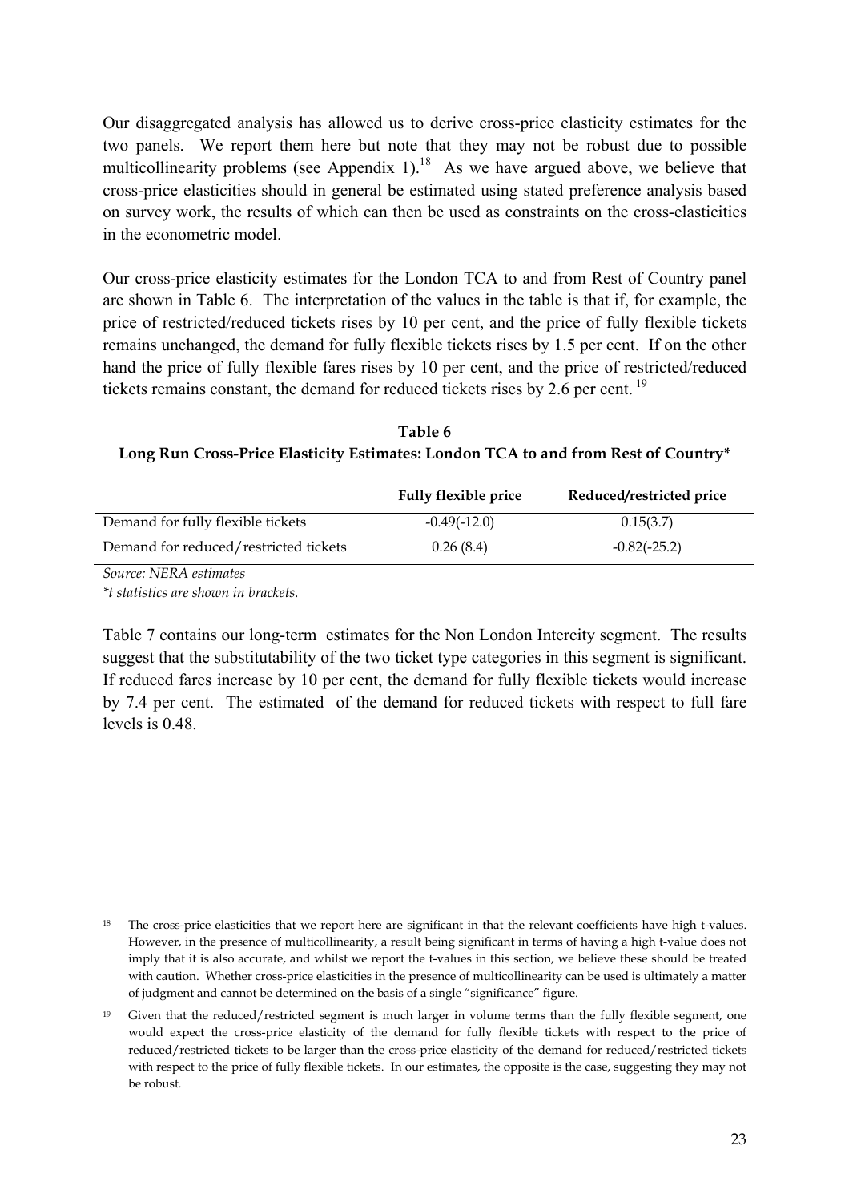Our disaggregated analysis has allowed us to derive cross-price elasticity estimates for the two panels. We report them here but note that they may not be robust due to possible multicollinearity problems (see Appendix 1).[18] As we have argued above, we believe that cross-price elasticities should in general be estimated using stated preference analysis based on survey work, the results of which can then be used as constraints on the cross-elasticities in the econometric model.

Our cross-price elasticity estimates for the London TCA to and from Rest of Country panel are shown in Table 6. The interpretation of the values in the table is that if, for example, the price of restricted/reduced tickets rises by 10 per cent, and the price of fully flexible tickets remains unchanged, the demand for fully flexible tickets rises by 1.5 per cent. If on the other hand the price of fully flexible fares rises by 10 per cent, and the price of restricted/reduced tickets remains constant, the demand for reduced tickets rises by 2.6 per cent.[19]

**Table 6**
**Long Run Cross-Price Elasticity Estimates: London TCA to and from Rest of Country***

| | Fully flexible price | Reduced/restricted price |
|---|---|---|
| Demand for fully flexible tickets | -0.49(-12.0) | 0.15(3.7) |
| Demand for reduced/restricted tickets | 0.26 (8.4) | -0.82(-25.2) |

*Source: NERA estimates*
*\*t statistics are shown in brackets.*

Table 7 contains our long-term estimates for the Non London Intercity segment. The results suggest that the substitutability of the two ticket type categories in this segment is significant. If reduced fares increase by 10 per cent, the demand for fully flexible tickets would increase by 7.4 per cent. The estimated of the demand for reduced tickets with respect to full fare levels is 0.48.

---

[18] The cross-price elasticities that we report here are significant in that the relevant coefficients have high t-values. However, in the presence of multicollinearity, a result being significant in terms of having a high t-value does not imply that it is also accurate, and whilst we report the t-values in this section, we believe these should be treated with caution. Whether cross-price elasticities in the presence of multicollinearity can be used is ultimately a matter of judgment and cannot be determined on the basis of a single "significance" figure.

[19] Given that the reduced/restricted segment is much larger in volume terms than the fully flexible segment, one would expect the cross-price elasticity of the demand for fully flexible tickets with respect to the price of reduced/restricted tickets to be larger than the cross-price elasticity of the demand for reduced/restricted tickets with respect to the price of fully flexible tickets. In our estimates, the opposite is the case, suggesting they may not be robust.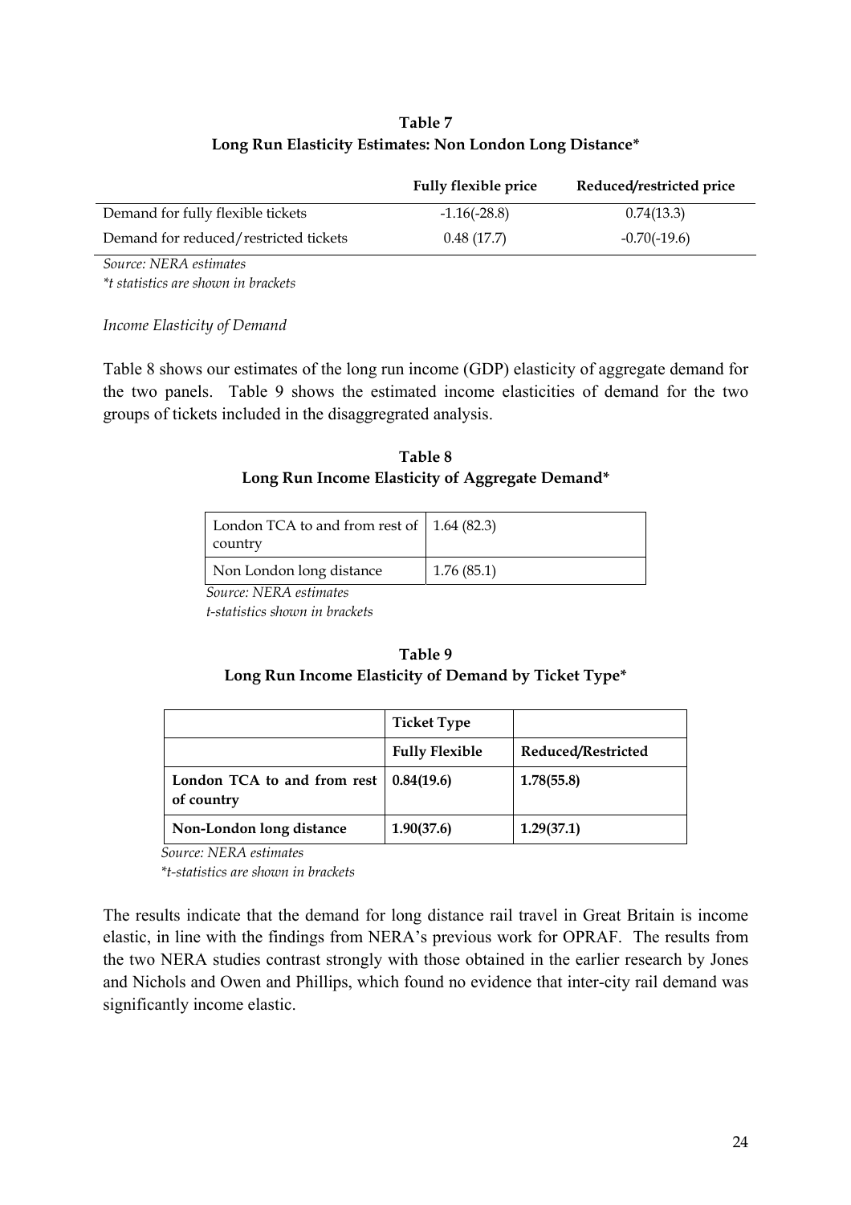**Table 7**
**Long Run Elasticity Estimates: Non London Long Distance***

| | Fully flexible price | Reduced/restricted price |
|---|---|---|
| Demand for fully flexible tickets | -1.16(-28.8) | 0.74(13.3) |
| Demand for reduced/restricted tickets | 0.48 (17.7) | -0.70(-19.6) |

*Source: NERA estimates*
*\*t statistics are shown in brackets*

*Income Elasticity of Demand*

Table 8 shows our estimates of the long run income (GDP) elasticity of aggregate demand for the two panels. Table 9 shows the estimated income elasticities of demand for the two groups of tickets included in the disaggregrated analysis.

**Table 8**
**Long Run Income Elasticity of Aggregate Demand***

| | |
|---|---|
| London TCA to and from rest of country | 1.64 (82.3) |
| Non London long distance | 1.76 (85.1) |

*Source: NERA estimates*
*t-statistics shown in brackets*

**Table 9**
**Long Run Income Elasticity of Demand by Ticket Type***

| | Ticket Type | |
|---|---|---|
| | Fully Flexible | Reduced/Restricted |
| **London TCA to and from rest of country** | **0.84(19.6)** | **1.78(55.8)** |
| **Non-London long distance** | **1.90(37.6)** | **1.29(37.1)** |

*Source: NERA estimates*
*\*t-statistics are shown in brackets*

The results indicate that the demand for long distance rail travel in Great Britain is income elastic, in line with the findings from NERA's previous work for OPRAF. The results from the two NERA studies contrast strongly with those obtained in the earlier research by Jones and Nichols and Owen and Phillips, which found no evidence that inter-city rail demand was significantly income elastic.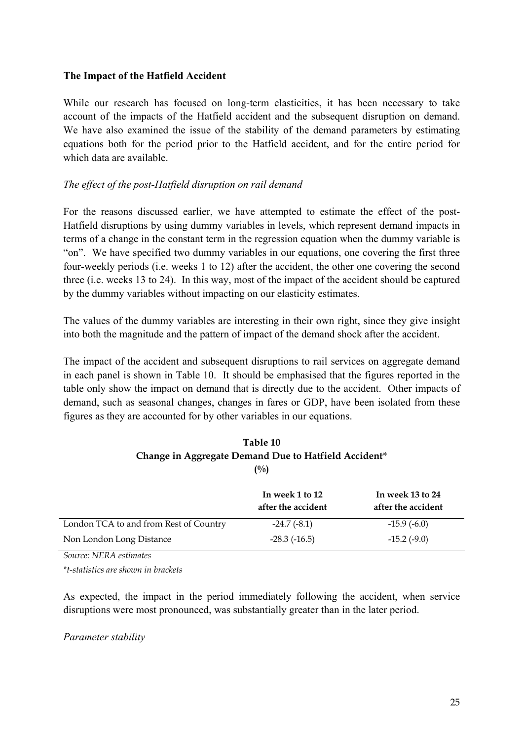**The Impact of the Hatfield Accident**

While our research has focused on long-term elasticities, it has been necessary to take account of the impacts of the Hatfield accident and the subsequent disruption on demand. We have also examined the issue of the stability of the demand parameters by estimating equations both for the period prior to the Hatfield accident, and for the entire period for which data are available.

*The effect of the post-Hatfield disruption on rail demand*

For the reasons discussed earlier, we have attempted to estimate the effect of the post-Hatfield disruptions by using dummy variables in levels, which represent demand impacts in terms of a change in the constant term in the regression equation when the dummy variable is "on". We have specified two dummy variables in our equations, one covering the first three four-weekly periods (i.e. weeks 1 to 12) after the accident, the other one covering the second three (i.e. weeks 13 to 24). In this way, most of the impact of the accident should be captured by the dummy variables without impacting on our elasticity estimates.

The values of the dummy variables are interesting in their own right, since they give insight into both the magnitude and the pattern of impact of the demand shock after the accident.

The impact of the accident and subsequent disruptions to rail services on aggregate demand in each panel is shown in Table 10. It should be emphasised that the figures reported in the table only show the impact on demand that is directly due to the accident. Other impacts of demand, such as seasonal changes, changes in fares or GDP, have been isolated from these figures as they are accounted for by other variables in our equations.

**Table 10**
**Change in Aggregate Demand Due to Hatfield Accident***
**(%)**

| | In week 1 to 12 after the accident | In week 13 to 24 after the accident |
|---|---|---|
| London TCA to and from Rest of Country | -24.7 (-8.1) | -15.9 (-6.0) |
| Non London Long Distance | -28.3 (-16.5) | -15.2 (-9.0) |

*Source: NERA estimates*

*\*t-statistics are shown in brackets*

As expected, the impact in the period immediately following the accident, when service disruptions were most pronounced, was substantially greater than in the later period.

*Parameter stability*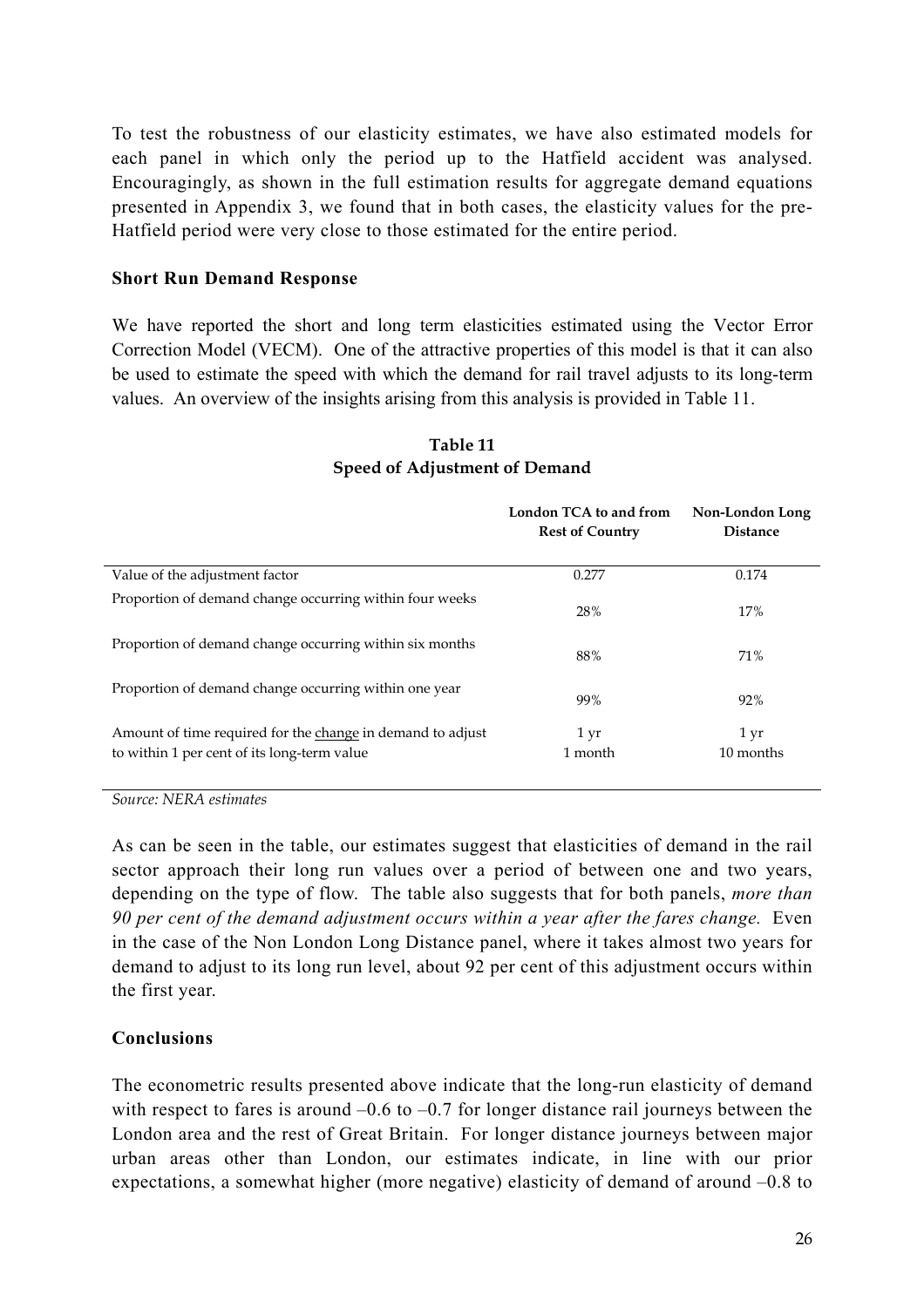To test the robustness of our elasticity estimates, we have also estimated models for each panel in which only the period up to the Hatfield accident was analysed. Encouragingly, as shown in the full estimation results for aggregate demand equations presented in Appendix 3, we found that in both cases, the elasticity values for the pre-Hatfield period were very close to those estimated for the entire period.

**Short Run Demand Response**

We have reported the short and long term elasticities estimated using the Vector Error Correction Model (VECM). One of the attractive properties of this model is that it can also be used to estimate the speed with which the demand for rail travel adjusts to its long-term values. An overview of the insights arising from this analysis is provided in Table 11.

**Table 11**
**Speed of Adjustment of Demand**

| | London TCA to and from Rest of Country | Non-London Long Distance |
|---|---|---|
| Value of the adjustment factor | 0.277 | 0.174 |
| Proportion of demand change occurring within four weeks | 28% | 17% |
| Proportion of demand change occurring within six months | 88% | 71% |
| Proportion of demand change occurring within one year | 99% | 92% |
| Amount of time required for the change in demand to adjust to within 1 per cent of its long-term value | 1 yr 1 month | 1 yr 10 months |

*Source: NERA estimates*

As can be seen in the table, our estimates suggest that elasticities of demand in the rail sector approach their long run values over a period of between one and two years, depending on the type of flow. The table also suggests that for both panels, *more than 90 per cent of the demand adjustment occurs within a year after the fares change.* Even in the case of the Non London Long Distance panel, where it takes almost two years for demand to adjust to its long run level, about 92 per cent of this adjustment occurs within the first year.

**Conclusions**

The econometric results presented above indicate that the long-run elasticity of demand with respect to fares is around –0.6 to –0.7 for longer distance rail journeys between the London area and the rest of Great Britain. For longer distance journeys between major urban areas other than London, our estimates indicate, in line with our prior expectations, a somewhat higher (more negative) elasticity of demand of around –0.8 to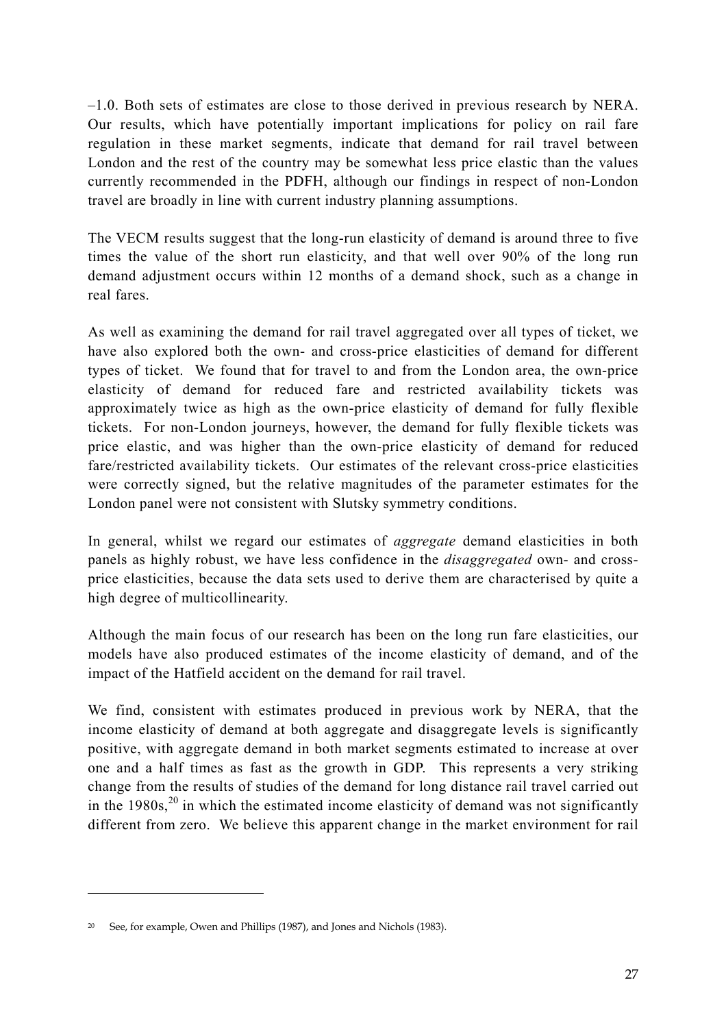–1.0. Both sets of estimates are close to those derived in previous research by NERA. Our results, which have potentially important implications for policy on rail fare regulation in these market segments, indicate that demand for rail travel between London and the rest of the country may be somewhat less price elastic than the values currently recommended in the PDFH, although our findings in respect of non-London travel are broadly in line with current industry planning assumptions.

The VECM results suggest that the long-run elasticity of demand is around three to five times the value of the short run elasticity, and that well over 90% of the long run demand adjustment occurs within 12 months of a demand shock, such as a change in real fares.

As well as examining the demand for rail travel aggregated over all types of ticket, we have also explored both the own- and cross-price elasticities of demand for different types of ticket. We found that for travel to and from the London area, the own-price elasticity of demand for reduced fare and restricted availability tickets was approximately twice as high as the own-price elasticity of demand for fully flexible tickets. For non-London journeys, however, the demand for fully flexible tickets was price elastic, and was higher than the own-price elasticity of demand for reduced fare/restricted availability tickets. Our estimates of the relevant cross-price elasticities were correctly signed, but the relative magnitudes of the parameter estimates for the London panel were not consistent with Slutsky symmetry conditions.

In general, whilst we regard our estimates of *aggregate* demand elasticities in both panels as highly robust, we have less confidence in the *disaggregated* own- and cross-price elasticities, because the data sets used to derive them are characterised by quite a high degree of multicollinearity.

Although the main focus of our research has been on the long run fare elasticities, our models have also produced estimates of the income elasticity of demand, and of the impact of the Hatfield accident on the demand for rail travel.

We find, consistent with estimates produced in previous work by NERA, that the income elasticity of demand at both aggregate and disaggregate levels is significantly positive, with aggregate demand in both market segments estimated to increase at over one and a half times as fast as the growth in GDP. This represents a very striking change from the results of studies of the demand for long distance rail travel carried out in the 1980s,[20] in which the estimated income elasticity of demand was not significantly different from zero. We believe this apparent change in the market environment for rail

[20] See, for example, Owen and Phillips (1987), and Jones and Nichols (1983).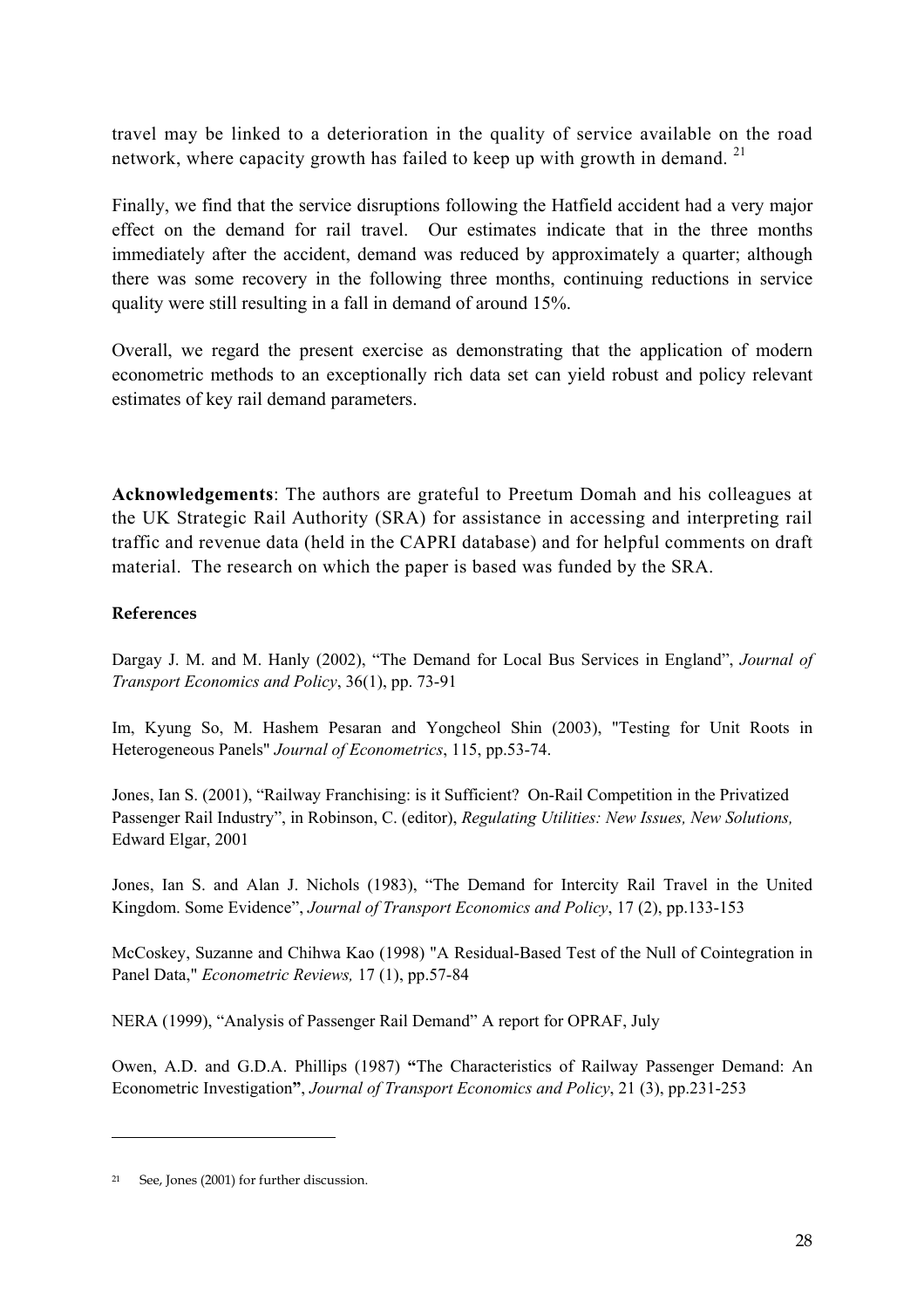travel may be linked to a deterioration in the quality of service available on the road network, where capacity growth has failed to keep up with growth in demand. [21]

Finally, we find that the service disruptions following the Hatfield accident had a very major effect on the demand for rail travel. Our estimates indicate that in the three months immediately after the accident, demand was reduced by approximately a quarter; although there was some recovery in the following three months, continuing reductions in service quality were still resulting in a fall in demand of around 15%.

Overall, we regard the present exercise as demonstrating that the application of modern econometric methods to an exceptionally rich data set can yield robust and policy relevant estimates of key rail demand parameters.

**Acknowledgements**: The authors are grateful to Preetum Domah and his colleagues at the UK Strategic Rail Authority (SRA) for assistance in accessing and interpreting rail traffic and revenue data (held in the CAPRI database) and for helpful comments on draft material. The research on which the paper is based was funded by the SRA.

## References

Dargay J. M. and M. Hanly (2002), "The Demand for Local Bus Services in England", *Journal of Transport Economics and Policy*, 36(1), pp. 73-91

Im, Kyung So, M. Hashem Pesaran and Yongcheol Shin (2003), "Testing for Unit Roots in Heterogeneous Panels" *Journal of Econometrics*, 115, pp.53-74.

Jones, Ian S. (2001), "Railway Franchising: is it Sufficient? On-Rail Competition in the Privatized Passenger Rail Industry", in Robinson, C. (editor), *Regulating Utilities: New Issues, New Solutions,* Edward Elgar, 2001

Jones, Ian S. and Alan J. Nichols (1983), "The Demand for Intercity Rail Travel in the United Kingdom. Some Evidence", *Journal of Transport Economics and Policy*, 17 (2), pp.133-153

McCoskey, Suzanne and Chihwa Kao (1998) "A Residual-Based Test of the Null of Cointegration in Panel Data," *Econometric Reviews,* 17 (1), pp.57-84

NERA (1999), "Analysis of Passenger Rail Demand" A report for OPRAF, July

Owen, A.D. and G.D.A. Phillips (1987) **"**The Characteristics of Railway Passenger Demand: An Econometric Investigation**"**, *Journal of Transport Economics and Policy*, 21 (3), pp.231-253

---

[21] See, Jones (2001) for further discussion.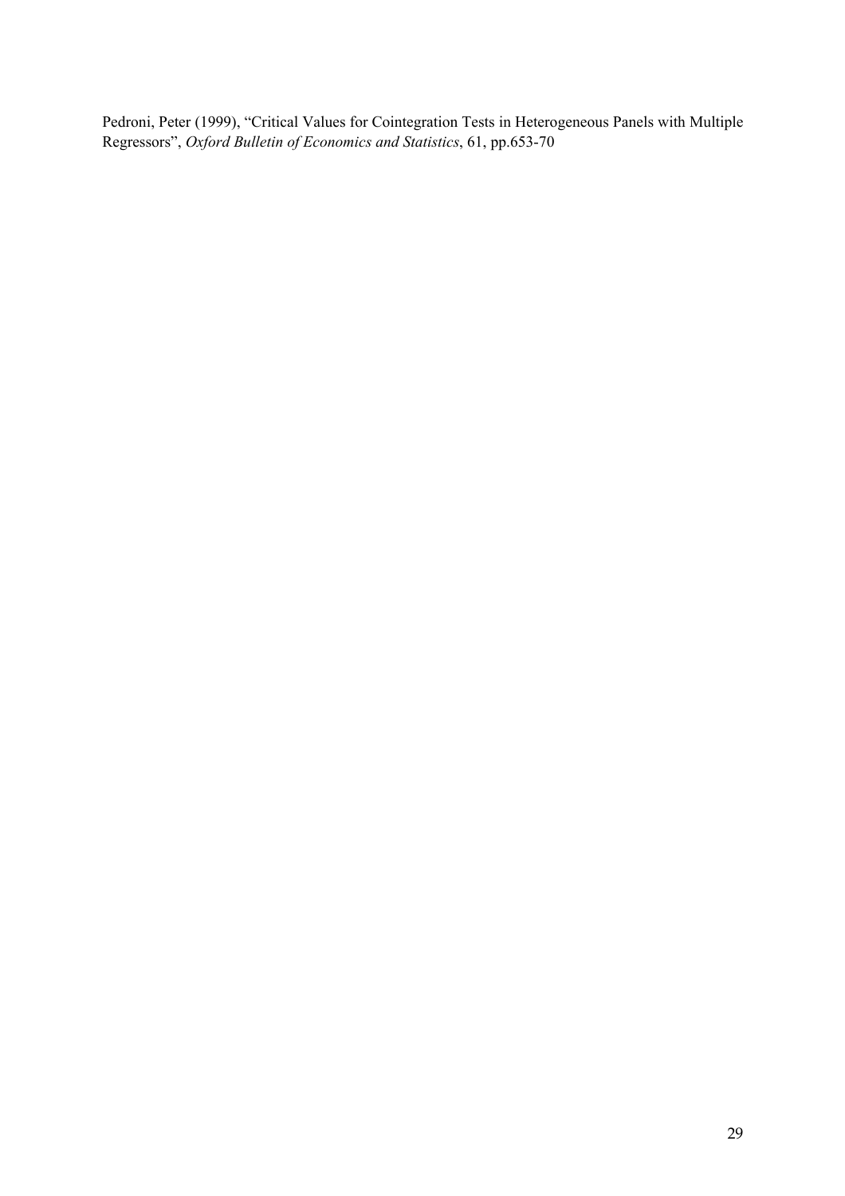Pedroni, Peter (1999), "Critical Values for Cointegration Tests in Heterogeneous Panels with Multiple Regressors", *Oxford Bulletin of Economics and Statistics*, 61, pp.653-70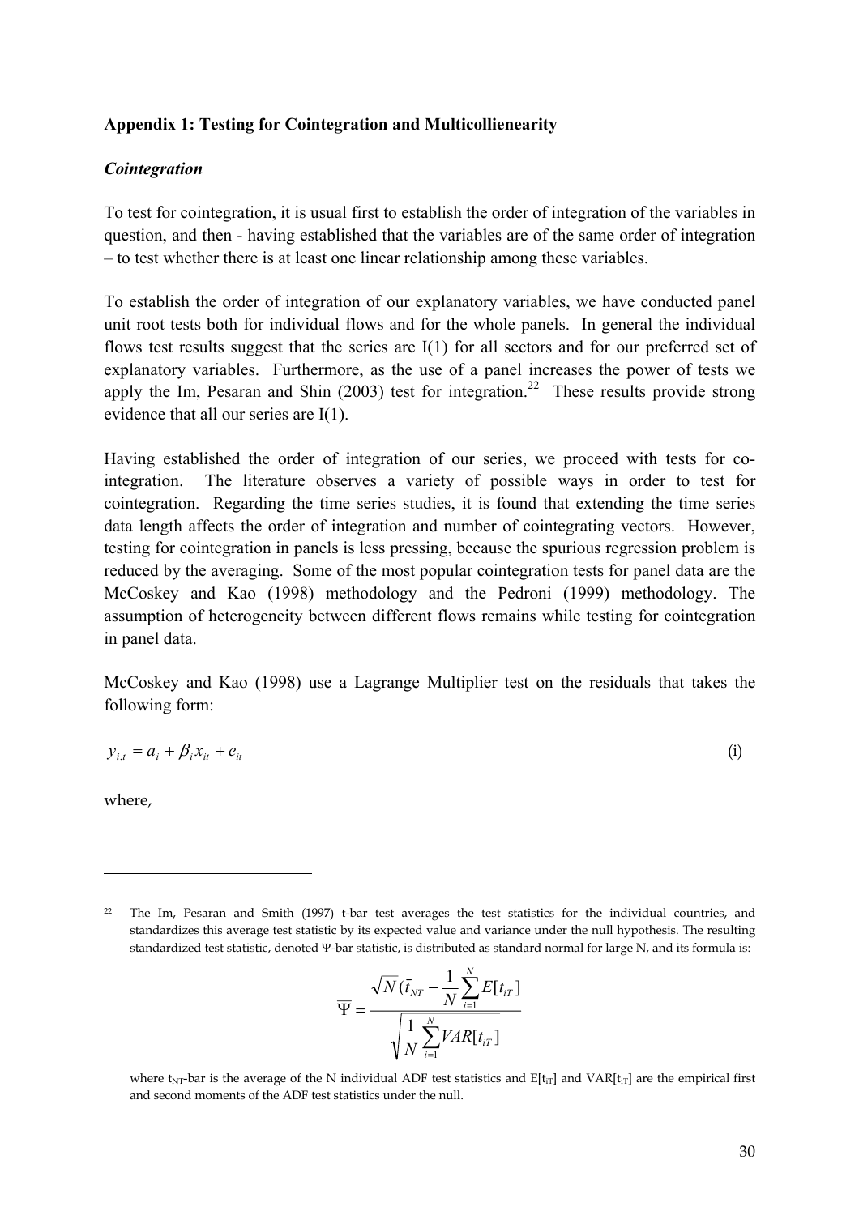## Appendix 1: Testing for Cointegration and Multicollienearity

### *Cointegration*

To test for cointegration, it is usual first to establish the order of integration of the variables in question, and then - having established that the variables are of the same order of integration – to test whether there is at least one linear relationship among these variables.

To establish the order of integration of our explanatory variables, we have conducted panel unit root tests both for individual flows and for the whole panels. In general the individual flows test results suggest that the series are I(1) for all sectors and for our preferred set of explanatory variables. Furthermore, as the use of a panel increases the power of tests we apply the Im, Pesaran and Shin (2003) test for integration.[22] These results provide strong evidence that all our series are I(1).

Having established the order of integration of our series, we proceed with tests for co-integration. The literature observes a variety of possible ways in order to test for cointegration. Regarding the time series studies, it is found that extending the time series data length affects the order of integration and number of cointegrating vectors. However, testing for cointegration in panels is less pressing, because the spurious regression problem is reduced by the averaging. Some of the most popular cointegration tests for panel data are the McCoskey and Kao (1998) methodology and the Pedroni (1999) methodology. The assumption of heterogeneity between different flows remains while testing for cointegration in panel data.

McCoskey and Kao (1998) use a Lagrange Multiplier test on the residuals that takes the following form:

$$y_{i,t} = a_i + \beta_i x_{it} + e_{it} \tag{i}$$

where,

---

[22] The Im, Pesaran and Smith (1997) t-bar test averages the test statistics for the individual countries, and standardizes this average test statistic by its expected value and variance under the null hypothesis. The resulting standardized test statistic, denoted Ψ-bar statistic, is distributed as standard normal for large N, and its formula is:

$$\overline{\Psi} = \frac{\sqrt{N}(\bar{t}_{NT} - \frac{1}{N}\sum_{i=1}^{N} E[t_{iT}]}{\sqrt{\frac{1}{N}\sum_{i=1}^{N} VAR[t_{iT}]}}$$

where $t_{NT}$-bar is the average of the N individual ADF test statistics and $E[t_{iT}]$ and $VAR[t_{iT}]$ are the empirical first and second moments of the ADF test statistics under the null.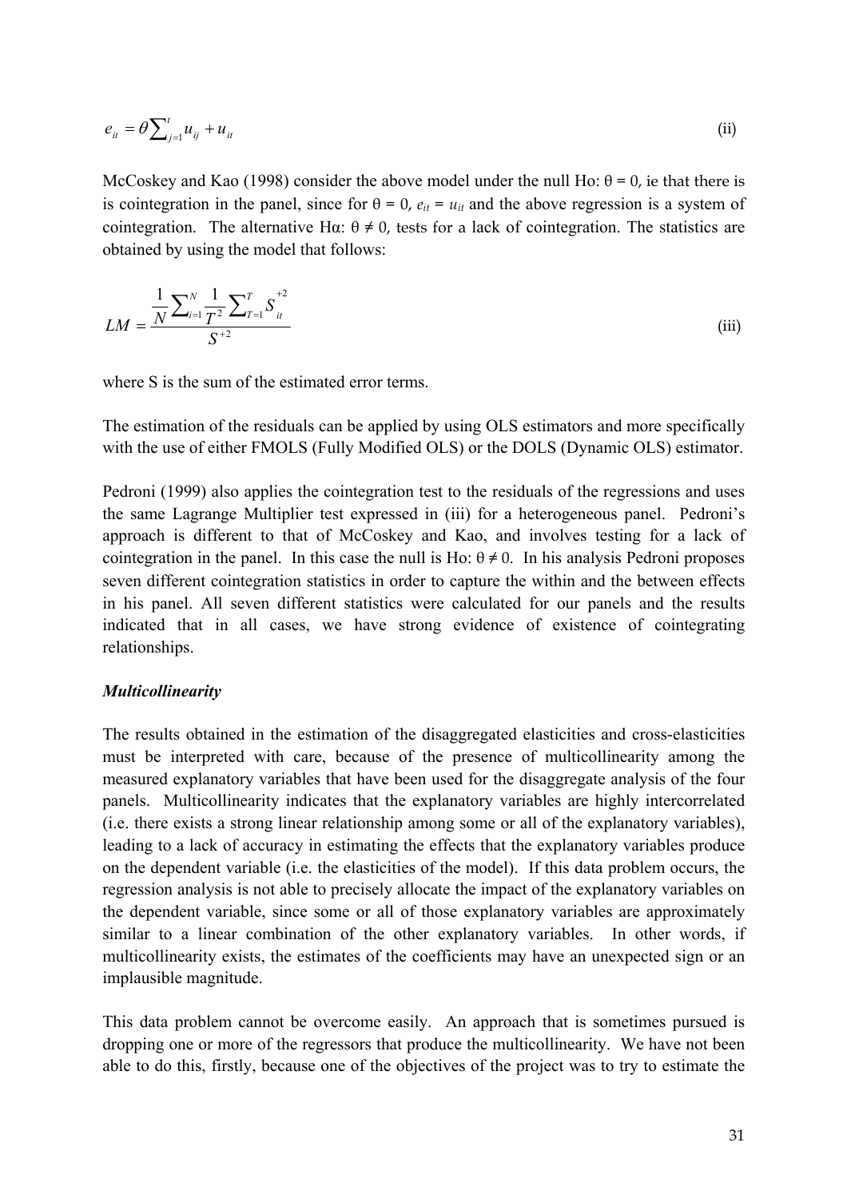$$e_{it} = \theta \sum_{j=1}^{t} u_{ij} + u_{it} \tag{ii}$$

McCoskey and Kao (1998) consider the above model under the null Ho: θ = 0, ie that there is is cointegration in the panel, since for θ = 0, $e_{it} = u_{it}$ and the above regression is a system of cointegration. The alternative Hα: θ ≠ 0, tests for a lack of cointegration. The statistics are obtained by using the model that follows:

$$LM = \frac{\frac{1}{N}\sum_{i=1}^{N} \frac{1}{T^2} \sum_{T=1}^{T} S_{it}^{+2}}{S^{+2}} \tag{iii}$$

where S is the sum of the estimated error terms.

The estimation of the residuals can be applied by using OLS estimators and more specifically with the use of either FMOLS (Fully Modified OLS) or the DOLS (Dynamic OLS) estimator.

Pedroni (1999) also applies the cointegration test to the residuals of the regressions and uses the same Lagrange Multiplier test expressed in (iii) for a heterogeneous panel. Pedroni's approach is different to that of McCoskey and Kao, and involves testing for a lack of cointegration in the panel. In this case the null is Ho: θ ≠ 0. In his analysis Pedroni proposes seven different cointegration statistics in order to capture the within and the between effects in his panel. All seven different statistics were calculated for our panels and the results indicated that in all cases, we have strong evidence of existence of cointegrating relationships.

***Multicollinearity***

The results obtained in the estimation of the disaggregated elasticities and cross-elasticities must be interpreted with care, because of the presence of multicollinearity among the measured explanatory variables that have been used for the disaggregate analysis of the four panels. Multicollinearity indicates that the explanatory variables are highly intercorrelated (i.e. there exists a strong linear relationship among some or all of the explanatory variables), leading to a lack of accuracy in estimating the effects that the explanatory variables produce on the dependent variable (i.e. the elasticities of the model). If this data problem occurs, the regression analysis is not able to precisely allocate the impact of the explanatory variables on the dependent variable, since some or all of those explanatory variables are approximately similar to a linear combination of the other explanatory variables. In other words, if multicollinearity exists, the estimates of the coefficients may have an unexpected sign or an implausible magnitude.

This data problem cannot be overcome easily. An approach that is sometimes pursued is dropping one or more of the regressors that produce the multicollinearity. We have not been able to do this, firstly, because one of the objectives of the project was to try to estimate the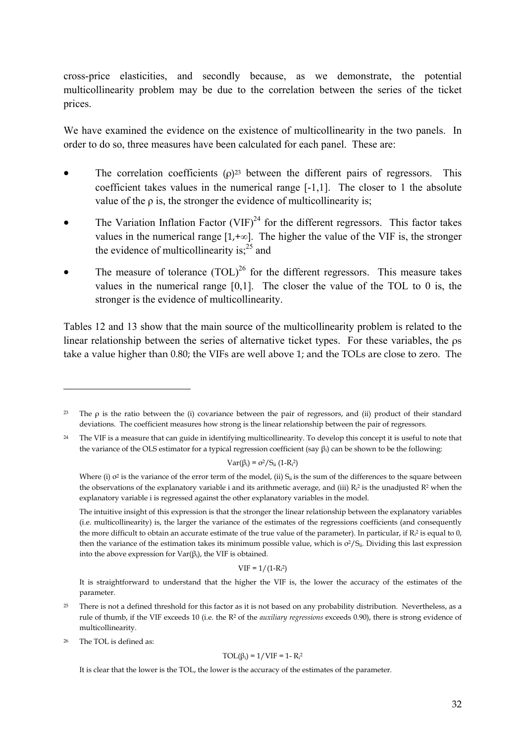cross-price elasticities, and secondly because, as we demonstrate, the potential multicollinearity problem may be due to the correlation between the series of the ticket prices.

We have examined the evidence on the existence of multicollinearity in the two panels. In order to do so, three measures have been calculated for each panel. These are:

- The correlation coefficients ($\rho$)[23] between the different pairs of regressors. This coefficient takes values in the numerical range [-1,1]. The closer to 1 the absolute value of the $\rho$ is, the stronger the evidence of multicollinearity is;
- The Variation Inflation Factor (VIF)[24] for the different regressors. This factor takes values in the numerical range $[1,+\infty]$. The higher the value of the VIF is, the stronger the evidence of multicollinearity is;[25] and
- The measure of tolerance (TOL)[26] for the different regressors. This measure takes values in the numerical range [0,1]. The closer the value of the TOL to 0 is, the stronger is the evidence of multicollinearity.

Tables 12 and 13 show that the main source of the multicollinearity problem is related to the linear relationship between the series of alternative ticket types. For these variables, the $\rho$s take a value higher than 0.80; the VIFs are well above 1; and the TOLs are close to zero. The

---

[23] The $\rho$ is the ratio between the (i) covariance between the pair of regressors, and (ii) product of their standard deviations. The coefficient measures how strong is the linear relationship between the pair of regressors.

[24] The VIF is a measure that can guide in identifying multicollinearity. To develop this concept it is useful to note that the variance of the OLS estimator for a typical regression coefficient (say $\beta_i$) can be shown to be the following:

$$\mathrm{Var}(\beta_i) = \sigma^2/S_{ii}\,(1-R_i^2)$$

Where (i) $\sigma^2$ is the variance of the error term of the model, (ii) $S_{ii}$ is the sum of the differences to the square between the observations of the explanatory variable i and its arithmetic average, and (iii) $R_i^2$ is the unadjusted $R^2$ when the explanatory variable i is regressed against the other explanatory variables in the model.

The intuitive insight of this expression is that the stronger the linear relationship between the explanatory variables (i.e. multicollinearity) is, the larger the variance of the estimates of the regressions coefficients (and consequently the more difficult to obtain an accurate estimate of the true value of the parameter). In particular, if $R_i^2$ is equal to 0, then the variance of the estimation takes its minimum possible value, which is $\sigma^2/S_{ii}$. Dividing this last expression into the above expression for $\mathrm{Var}(\beta_i)$, the VIF is obtained.

$$\mathrm{VIF} = 1/(1-R_i^2)$$

It is straightforward to understand that the higher the VIF is, the lower the accuracy of the estimates of the parameter.

[25] There is not a defined threshold for this factor as it is not based on any probability distribution. Nevertheless, as a rule of thumb, if the VIF exceeds 10 (i.e. the $R^2$ of the *auxiliary regressions* exceeds 0.90), there is strong evidence of multicollinearity.

[26] The TOL is defined as:

$$\mathrm{TOL}(\beta_i) = 1/\mathrm{VIF} = 1 - R_i^2$$

It is clear that the lower is the TOL, the lower is the accuracy of the estimates of the parameter.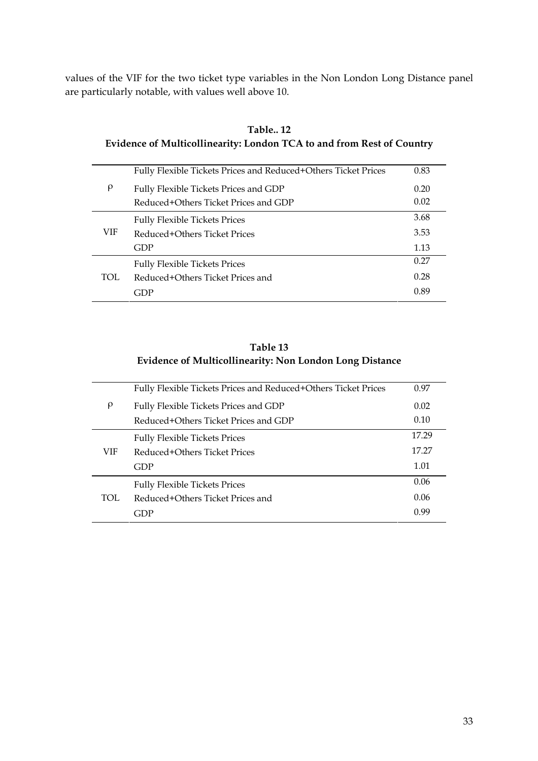values of the VIF for the two ticket type variables in the Non London Long Distance panel are particularly notable, with values well above 10.

**Table.. 12**
**Evidence of Multicollinearity: London TCA to and from Rest of Country**

| | | |
|---|---|---|
| $\rho$ | Fully Flexible Tickets Prices and Reduced+Others Ticket Prices | 0.83 |
| | Fully Flexible Tickets Prices and GDP | 0.20 |
| | Reduced+Others Ticket Prices and GDP | 0.02 |
| VIF | Fully Flexible Tickets Prices | 3.68 |
| | Reduced+Others Ticket Prices | 3.53 |
| | GDP | 1.13 |
| TOL | Fully Flexible Tickets Prices | 0.27 |
| | Reduced+Others Ticket Prices and | 0.28 |
| | GDP | 0.89 |

**Table 13**
**Evidence of Multicollinearity: Non London Long Distance**

| | | |
|---|---|---|
| $\rho$ | Fully Flexible Tickets Prices and Reduced+Others Ticket Prices | 0.97 |
| | Fully Flexible Tickets Prices and GDP | 0.02 |
| | Reduced+Others Ticket Prices and GDP | 0.10 |
| VIF | Fully Flexible Tickets Prices | 17.29 |
| | Reduced+Others Ticket Prices | 17.27 |
| | GDP | 1.01 |
| TOL | Fully Flexible Tickets Prices | 0.06 |
| | Reduced+Others Ticket Prices and | 0.06 |
| | GDP | 0.99 |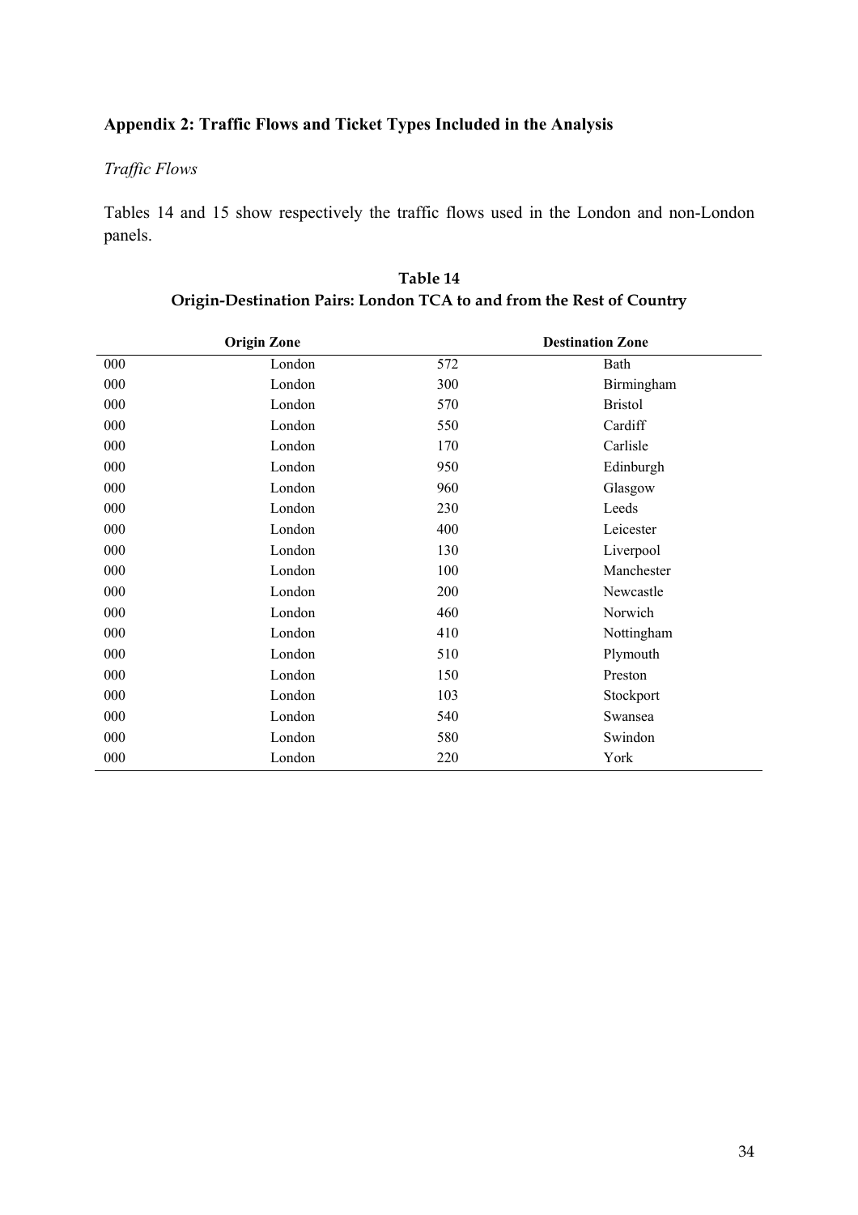## Appendix 2: Traffic Flows and Ticket Types Included in the Analysis

### *Traffic Flows*

Tables 14 and 15 show respectively the traffic flows used in the London and non-London panels.

**Table 14**
**Origin-Destination Pairs: London TCA to and from the Rest of Country**

| Origin Zone | | Destination Zone | |
|---|---|---|---|
| 000 | London | 572 | Bath |
| 000 | London | 300 | Birmingham |
| 000 | London | 570 | Bristol |
| 000 | London | 550 | Cardiff |
| 000 | London | 170 | Carlisle |
| 000 | London | 950 | Edinburgh |
| 000 | London | 960 | Glasgow |
| 000 | London | 230 | Leeds |
| 000 | London | 400 | Leicester |
| 000 | London | 130 | Liverpool |
| 000 | London | 100 | Manchester |
| 000 | London | 200 | Newcastle |
| 000 | London | 460 | Norwich |
| 000 | London | 410 | Nottingham |
| 000 | London | 510 | Plymouth |
| 000 | London | 150 | Preston |
| 000 | London | 103 | Stockport |
| 000 | London | 540 | Swansea |
| 000 | London | 580 | Swindon |
| 000 | London | 220 | York |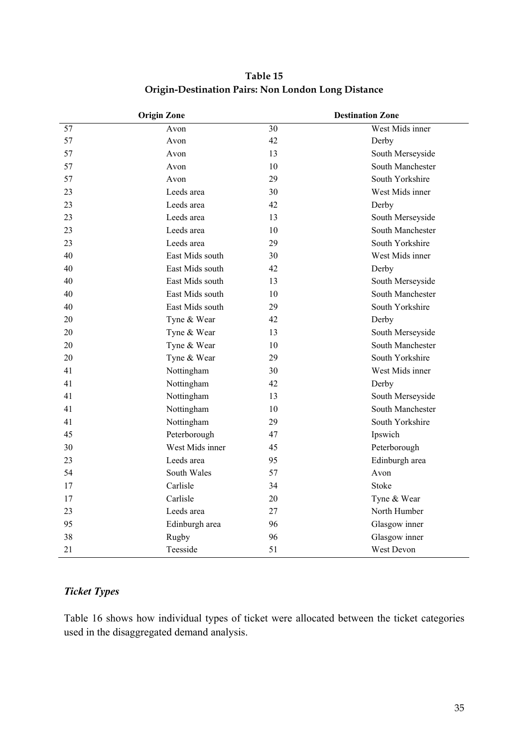**Table 15**
**Origin-Destination Pairs: Non London Long Distance**

| Origin Zone | | Destination Zone | |
|---|---|---|---|
| 57 | Avon | 30 | West Mids inner |
| 57 | Avon | 42 | Derby |
| 57 | Avon | 13 | South Merseyside |
| 57 | Avon | 10 | South Manchester |
| 57 | Avon | 29 | South Yorkshire |
| 23 | Leeds area | 30 | West Mids inner |
| 23 | Leeds area | 42 | Derby |
| 23 | Leeds area | 13 | South Merseyside |
| 23 | Leeds area | 10 | South Manchester |
| 23 | Leeds area | 29 | South Yorkshire |
| 40 | East Mids south | 30 | West Mids inner |
| 40 | East Mids south | 42 | Derby |
| 40 | East Mids south | 13 | South Merseyside |
| 40 | East Mids south | 10 | South Manchester |
| 40 | East Mids south | 29 | South Yorkshire |
| 20 | Tyne & Wear | 42 | Derby |
| 20 | Tyne & Wear | 13 | South Merseyside |
| 20 | Tyne & Wear | 10 | South Manchester |
| 20 | Tyne & Wear | 29 | South Yorkshire |
| 41 | Nottingham | 30 | West Mids inner |
| 41 | Nottingham | 42 | Derby |
| 41 | Nottingham | 13 | South Merseyside |
| 41 | Nottingham | 10 | South Manchester |
| 41 | Nottingham | 29 | South Yorkshire |
| 45 | Peterborough | 47 | Ipswich |
| 30 | West Mids inner | 45 | Peterborough |
| 23 | Leeds area | 95 | Edinburgh area |
| 54 | South Wales | 57 | Avon |
| 17 | Carlisle | 34 | Stoke |
| 17 | Carlisle | 20 | Tyne & Wear |
| 23 | Leeds area | 27 | North Humber |
| 95 | Edinburgh area | 96 | Glasgow inner |
| 38 | Rugby | 96 | Glasgow inner |
| 21 | Teesside | 51 | West Devon |

### *Ticket Types*

Table 16 shows how individual types of ticket were allocated between the ticket categories used in the disaggregated demand analysis.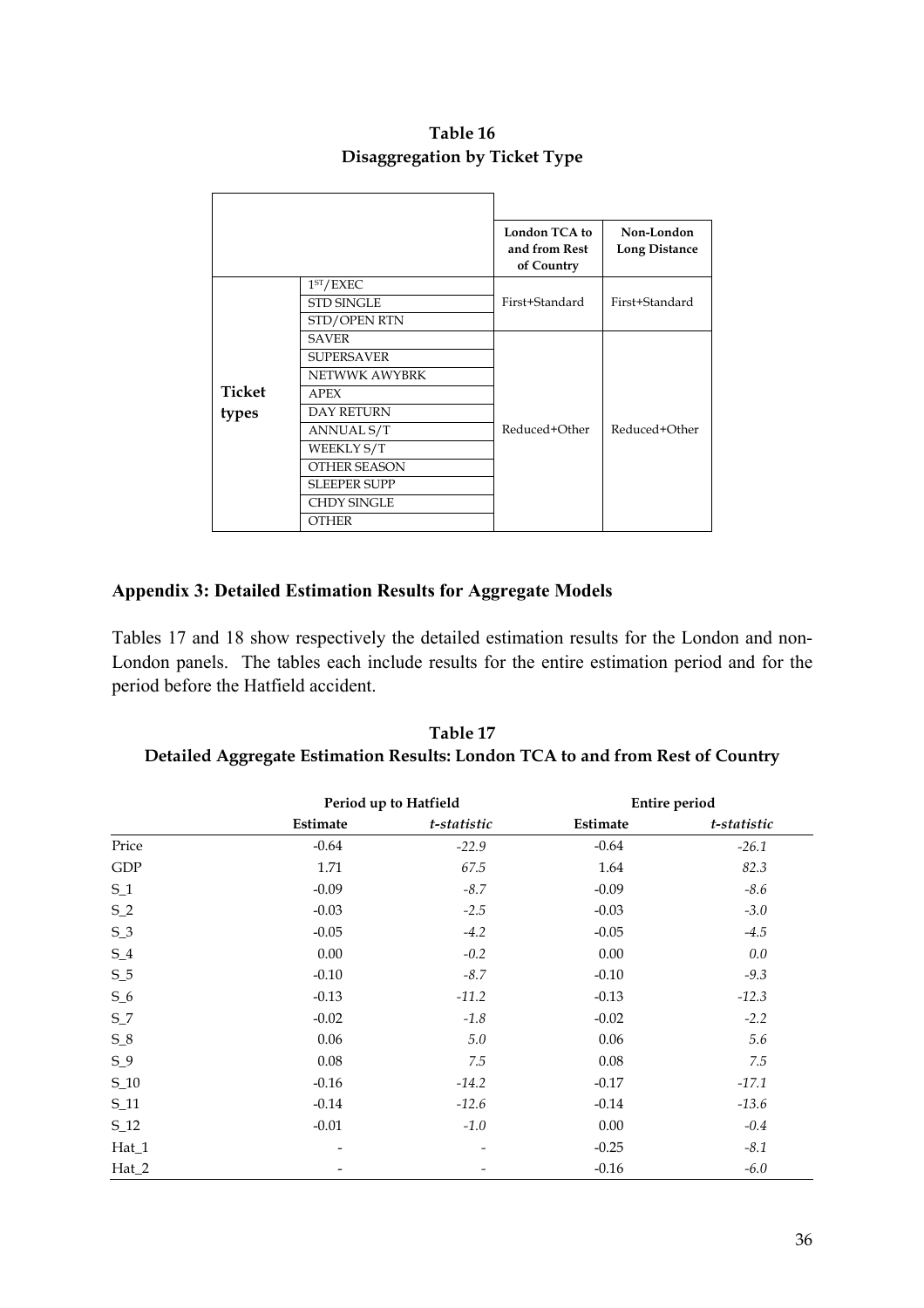**Table 16**
**Disaggregation by Ticket Type**

| | | London TCA to and from Rest of Country | Non-London Long Distance |
|---|---|---|---|
| **Ticket types** | 1ST/EXEC | First+Standard | First+Standard |
| | STD SINGLE | | |
| | STD/OPEN RTN | | |
| | SAVER | Reduced+Other | Reduced+Other |
| | SUPERSAVER | | |
| | NETWWK AWYBRK | | |
| | APEX | | |
| | DAY RETURN | | |
| | ANNUAL S/T | | |
| | WEEKLY S/T | | |
| | OTHER SEASON | | |
| | SLEEPER SUPP | | |
| | CHDY SINGLE | | |
| | OTHER | | |

## Appendix 3: Detailed Estimation Results for Aggregate Models

Tables 17 and 18 show respectively the detailed estimation results for the London and non-London panels. The tables each include results for the entire estimation period and for the period before the Hatfield accident.

**Table 17**
**Detailed Aggregate Estimation Results: London TCA to and from Rest of Country**

| | Period up to Hatfield | | Entire period | |
|---|---|---|---|---|
| | Estimate | *t-statistic* | Estimate | *t-statistic* |
| Price | -0.64 | *-22.9* | -0.64 | *-26.1* |
| GDP | 1.71 | *67.5* | 1.64 | *82.3* |
| S_1 | -0.09 | *-8.7* | -0.09 | *-8.6* |
| S_2 | -0.03 | *-2.5* | -0.03 | *-3.0* |
| S_3 | -0.05 | *-4.2* | -0.05 | *-4.5* |
| S_4 | 0.00 | *-0.2* | 0.00 | *0.0* |
| S_5 | -0.10 | *-8.7* | -0.10 | *-9.3* |
| S_6 | -0.13 | *-11.2* | -0.13 | *-12.3* |
| S_7 | -0.02 | *-1.8* | -0.02 | *-2.2* |
| S_8 | 0.06 | *5.0* | 0.06 | *5.6* |
| S_9 | 0.08 | *7.5* | 0.08 | *7.5* |
| S_10 | -0.16 | *-14.2* | -0.17 | *-17.1* |
| S_11 | -0.14 | *-12.6* | -0.14 | *-13.6* |
| S_12 | -0.01 | *-1.0* | 0.00 | *-0.4* |
| Hat_1 | - | - | -0.25 | *-8.1* |
| Hat_2 | - | - | -0.16 | *-6.0* |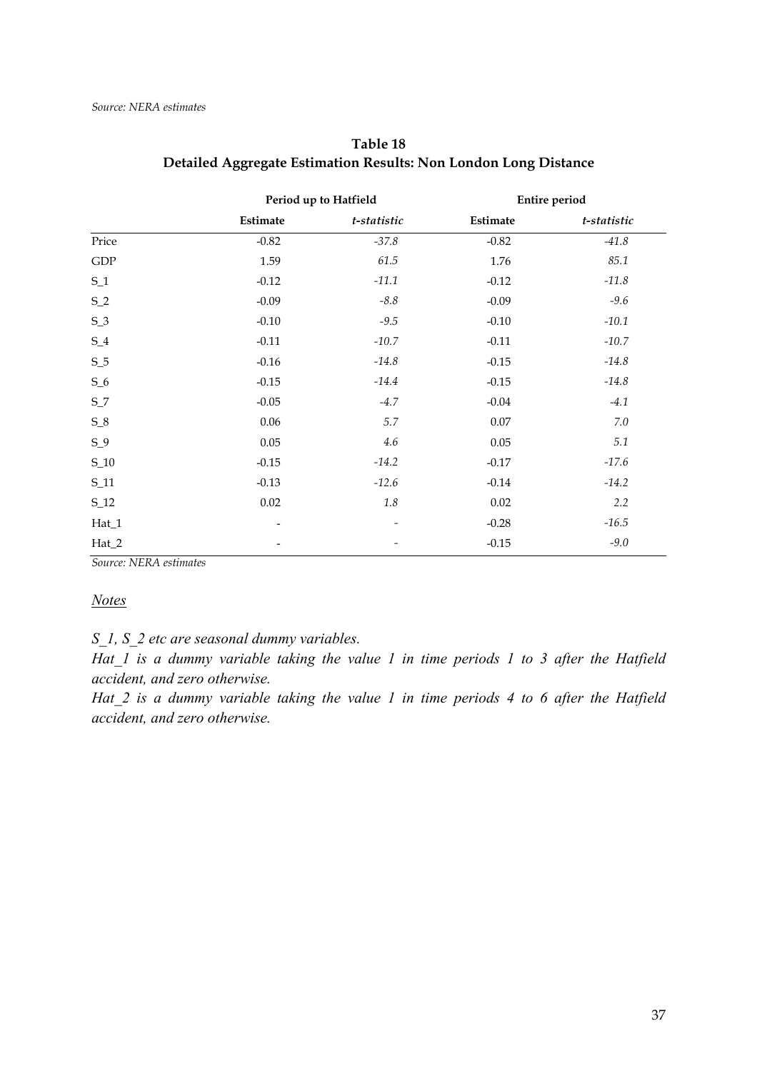*Source: NERA estimates*

**Table 18**
**Detailed Aggregate Estimation Results: Non London Long Distance**

| | Period up to Hatfield | | Entire period | |
|---|---|---|---|---|
| | **Estimate** | ***t-statistic*** | **Estimate** | ***t-statistic*** |
| Price | -0.82 | *-37.8* | -0.82 | *-41.8* |
| GDP | 1.59 | *61.5* | 1.76 | *85.1* |
| S_1 | -0.12 | *-11.1* | -0.12 | *-11.8* |
| S_2 | -0.09 | *-8.8* | -0.09 | *-9.6* |
| S_3 | -0.10 | *-9.5* | -0.10 | *-10.1* |
| S_4 | -0.11 | *-10.7* | -0.11 | *-10.7* |
| S_5 | -0.16 | *-14.8* | -0.15 | *-14.8* |
| S_6 | -0.15 | *-14.4* | -0.15 | *-14.8* |
| S_7 | -0.05 | *-4.7* | -0.04 | *-4.1* |
| S_8 | 0.06 | *5.7* | 0.07 | *7.0* |
| S_9 | 0.05 | *4.6* | 0.05 | *5.1* |
| S_10 | -0.15 | *-14.2* | -0.17 | *-17.6* |
| S_11 | -0.13 | *-12.6* | -0.14 | *-14.2* |
| S_12 | 0.02 | *1.8* | 0.02 | *2.2* |
| Hat_1 | - | - | -0.28 | *-16.5* |
| Hat_2 | - | - | -0.15 | *-9.0* |

*Source: NERA estimates*

*Notes*

*S_1, S_2 etc are seasonal dummy variables.*

*Hat_1 is a dummy variable taking the value 1 in time periods 1 to 3 after the Hatfield accident, and zero otherwise.*

*Hat_2 is a dummy variable taking the value 1 in time periods 4 to 6 after the Hatfield accident, and zero otherwise.*